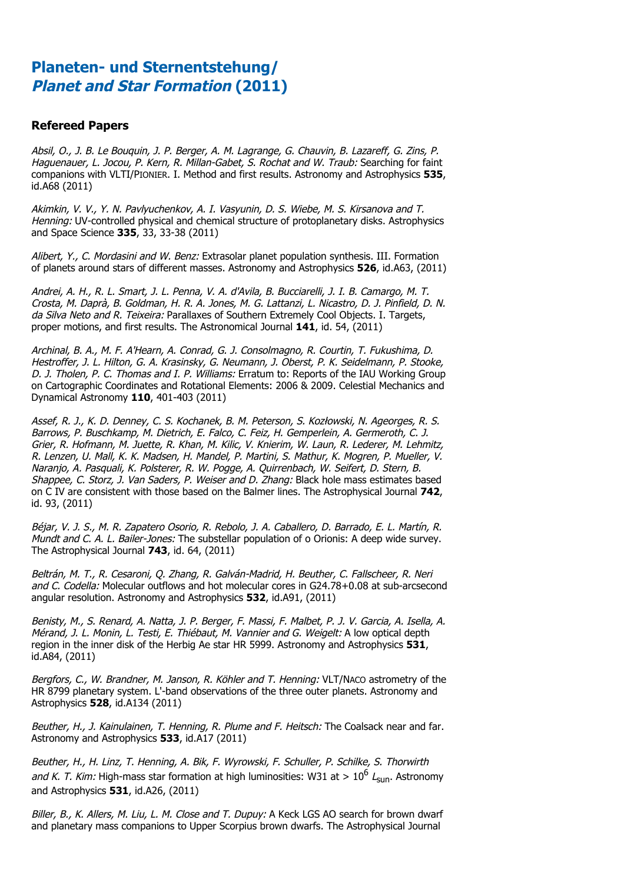# Planeten- und Sternentstehung/ *Planet and Star Formation* (2011)

## Refereed Papers

*Absil, O., J. B. Le Bouquin, J. P. Berger, A. M. Lagrange, G. Chauvin, B. Lazareff, G. Zins, P. Haguenauer, L. Jocou, P. Kern, R. Millan-Gabet, S. Rochat and W. Traub:* Searching for faint companions with VLTI/PIONIER. I. Method and first results. Astronomy and Astrophysics **535**, id.A68 (2011)

*Akimkin, V. V., Y. N. Pavlyuchenkov, A. I. Vasyunin, D. S. Wiebe, M. S. Kirsanova and T. Henning:* UV-controlled physical and chemical structure of protoplanetary disks. Astrophysics and Space Science **335**, 33, 33-38 (2011)

*Alibert, Y., C. Mordasini and W. Benz:* Extrasolar planet population synthesis. III. Formation of planets around stars of different masses. Astronomy and Astrophysics **526**, id.A63, (2011)

*Andrei, A. H., R. L. Smart, J. L. Penna, V. A. d'Avila, B. Bucciarelli, J. I. B. Camargo, M. T. Crosta, M. Daprà, B. Goldman, H. R. A. Jones, M. G. Lattanzi, L. Nicastro, D. J. Pinfield, D. N. da Silva Neto and R. Teixeira:* Parallaxes of Southern Extremely Cool Objects. I. Targets, proper motions, and first results. The Astronomical Journal **141**, id. 54, (2011)

*Archinal, B. A., M. F. A'Hearn, A. Conrad, G. J. Consolmagno, R. Courtin, T. Fukushima, D. Hestroffer, J. L. Hilton, G. A. Krasinsky, G. Neumann, J. Oberst, P. K. Seidelmann, P. Stooke, D. J. Tholen, P. C. Thomas and I. P. Williams:* Erratum to: Reports of the IAU Working Group on Cartographic Coordinates and Rotational Elements: 2006 & 2009. Celestial Mechanics and Dynamical Astronomy **110**, 401-403 (2011)

*Assef, R. J., K. D. Denney, C. S. Kochanek, B. M. Peterson, S. Kozłowski, N. Ageorges, R. S. Barrows, P. Buschkamp, M. Dietrich, E. Falco, C. Feiz, H. Gemperlein, A. Germeroth, C. J. Grier, R. Hofmann, M. Juette, R. Khan, M. Kilic, V. Knierim, W. Laun, R. Lederer, M. Lehmitz, R. Lenzen, U. Mall, K. K. Madsen, H. Mandel, P. Martini, S. Mathur, K. Mogren, P. Mueller, V. Naranjo, A. Pasquali, K. Polsterer, R. W. Pogge, A. Quirrenbach, W. Seifert, D. Stern, B. Shappee, C. Storz, J. Van Saders, P. Weiser and D. Zhang:* Black hole mass estimates based on C IV are consistent with those based on the Balmer lines. The Astrophysical Journal **742**, id. 93, (2011)

*Béjar, V. J. S., M. R. Zapatero Osorio, R. Rebolo, J. A. Caballero, D. Barrado, E. L. Martín, R. Mundt and C. A. L. Bailer-Jones:* The substellar population of σ Orionis: A deep wide survey. The Astrophysical Journal **743**, id. 64, (2011)

*Beltrán, M. T., R. Cesaroni, Q. Zhang, R. Galván-Madrid, H. Beuther, C. Fallscheer, R. Neri and C. Codella:* Molecular outflows and hot molecular cores in G24.78+0.08 at sub-arcsecond angular resolution. Astronomy and Astrophysics **532**, id.A91, (2011)

*Benisty, M., S. Renard, A. Natta, J. P. Berger, F. Massi, F. Malbet, P. J. V. Garcia, A. Isella, A. Mérand, J. L. Monin, L. Testi, E. Thiébaut, M. Vannier and G. Weigelt:* A low optical depth region in the inner disk of the Herbig Ae star HR 5999. Astronomy and Astrophysics **531**, id.A84, (2011)

*Bergfors, C., W. Brandner, M. Janson, R. Köhler and T. Henning:* VLT/NACO astrometry of the HR 8799 planetary system. L'-band observations of the three outer planets. Astronomy and Astrophysics **528**, id.A134 (2011)

*Beuther, H., J. Kainulainen, T. Henning, R. Plume and F. Heitsch:* The Coalsack near and far. Astronomy and Astrophysics **533**, id.A17 (2011)

*Beuther, H., H. Linz, T. Henning, A. Bik, F. Wyrowski, F. Schuller, P. Schilke, S. Thorwirth and K. T. Kim:* High-mass star formation at high luminosities: W31 at > $10^6$ $L_{sun}$. Astronomy and Astrophysics **531**, id.A26, (2011)

*Biller, B., K. Allers, M. Liu, L. M. Close and T. Dupuy:* A Keck LGS AO search for brown dwarf and planetary mass companions to Upper Scorpius brown dwarfs. The Astrophysical Journal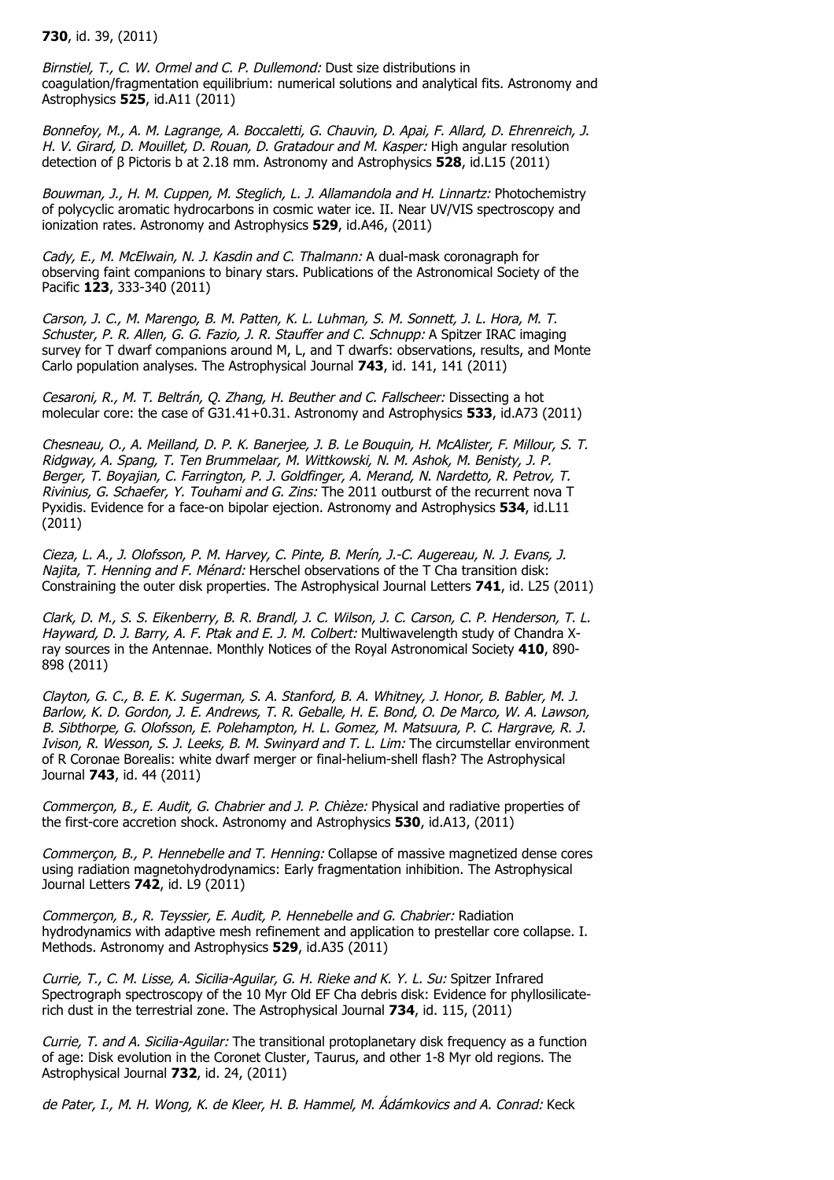**730**, id. 39, (2011)

*Birnstiel, T., C. W. Ormel and C. P. Dullemond:* Dust size distributions in coagulation/fragmentation equilibrium: numerical solutions and analytical fits. Astronomy and Astrophysics **525**, id.A11 (2011)

*Bonnefoy, M., A. M. Lagrange, A. Boccaletti, G. Chauvin, D. Apai, F. Allard, D. Ehrenreich, J. H. V. Girard, D. Mouillet, D. Rouan, D. Gratadour and M. Kasper:* High angular resolution detection of β Pictoris b at 2.18 mm. Astronomy and Astrophysics **528**, id.L15 (2011)

*Bouwman, J., H. M. Cuppen, M. Steglich, L. J. Allamandola and H. Linnartz:* Photochemistry of polycyclic aromatic hydrocarbons in cosmic water ice. II. Near UV/VIS spectroscopy and ionization rates. Astronomy and Astrophysics **529**, id.A46, (2011)

*Cady, E., M. McElwain, N. J. Kasdin and C. Thalmann:* A dual-mask coronagraph for observing faint companions to binary stars. Publications of the Astronomical Society of the Pacific **123**, 333-340 (2011)

*Carson, J. C., M. Marengo, B. M. Patten, K. L. Luhman, S. M. Sonnett, J. L. Hora, M. T. Schuster, P. R. Allen, G. G. Fazio, J. R. Stauffer and C. Schnupp:* A Spitzer IRAC imaging survey for T dwarf companions around M, L, and T dwarfs: observations, results, and Monte Carlo population analyses. The Astrophysical Journal **743**, id. 141, 141 (2011)

*Cesaroni, R., M. T. Beltrán, Q. Zhang, H. Beuther and C. Fallscheer:* Dissecting a hot molecular core: the case of G31.41+0.31. Astronomy and Astrophysics **533**, id.A73 (2011)

*Chesneau, O., A. Meilland, D. P. K. Banerjee, J. B. Le Bouquin, H. McAlister, F. Millour, S. T. Ridgway, A. Spang, T. Ten Brummelaar, M. Wittkowski, N. M. Ashok, M. Benisty, J. P. Berger, T. Boyajian, C. Farrington, P. J. Goldfinger, A. Merand, N. Nardetto, R. Petrov, T. Rivinius, G. Schaefer, Y. Touhami and G. Zins:* The 2011 outburst of the recurrent nova T Pyxidis. Evidence for a face-on bipolar ejection. Astronomy and Astrophysics **534**, id.L11 (2011)

*Cieza, L. A., J. Olofsson, P. M. Harvey, C. Pinte, B. Merín, J.-C. Augereau, N. J. Evans, J. Najita, T. Henning and F. Ménard:* Herschel observations of the T Cha transition disk: Constraining the outer disk properties. The Astrophysical Journal Letters **741**, id. L25 (2011)

*Clark, D. M., S. S. Eikenberry, B. R. Brandl, J. C. Wilson, J. C. Carson, C. P. Henderson, T. L. Hayward, D. J. Barry, A. F. Ptak and E. J. M. Colbert:* Multiwavelength study of Chandra X-ray sources in the Antennae. Monthly Notices of the Royal Astronomical Society **410**, 890-898 (2011)

*Clayton, G. C., B. E. K. Sugerman, S. A. Stanford, B. A. Whitney, J. Honor, B. Babler, M. J. Barlow, K. D. Gordon, J. E. Andrews, T. R. Geballe, H. E. Bond, O. De Marco, W. A. Lawson, B. Sibthorpe, G. Olofsson, E. Polehampton, H. L. Gomez, M. Matsuura, P. C. Hargrave, R. J. Ivison, R. Wesson, S. J. Leeks, B. M. Swinyard and T. L. Lim:* The circumstellar environment of R Coronae Borealis: white dwarf merger or final-helium-shell flash? The Astrophysical Journal **743**, id. 44 (2011)

*Commerçon, B., E. Audit, G. Chabrier and J. P. Chièze:* Physical and radiative properties of the first-core accretion shock. Astronomy and Astrophysics **530**, id.A13, (2011)

*Commerçon, B., P. Hennebelle and T. Henning:* Collapse of massive magnetized dense cores using radiation magnetohydrodynamics: Early fragmentation inhibition. The Astrophysical Journal Letters **742**, id. L9 (2011)

*Commerçon, B., R. Teyssier, E. Audit, P. Hennebelle and G. Chabrier:* Radiation hydrodynamics with adaptive mesh refinement and application to prestellar core collapse. I. Methods. Astronomy and Astrophysics **529**, id.A35 (2011)

*Currie, T., C. M. Lisse, A. Sicilia-Aguilar, G. H. Rieke and K. Y. L. Su:* Spitzer Infrared Spectrograph spectroscopy of the 10 Myr Old EF Cha debris disk: Evidence for phyllosilicate-rich dust in the terrestrial zone. The Astrophysical Journal **734**, id. 115, (2011)

*Currie, T. and A. Sicilia-Aguilar:* The transitional protoplanetary disk frequency as a function of age: Disk evolution in the Coronet Cluster, Taurus, and other 1-8 Myr old regions. The Astrophysical Journal **732**, id. 24, (2011)

*de Pater, I., M. H. Wong, K. de Kleer, H. B. Hammel, M. Ádámkovics and A. Conrad:* Keck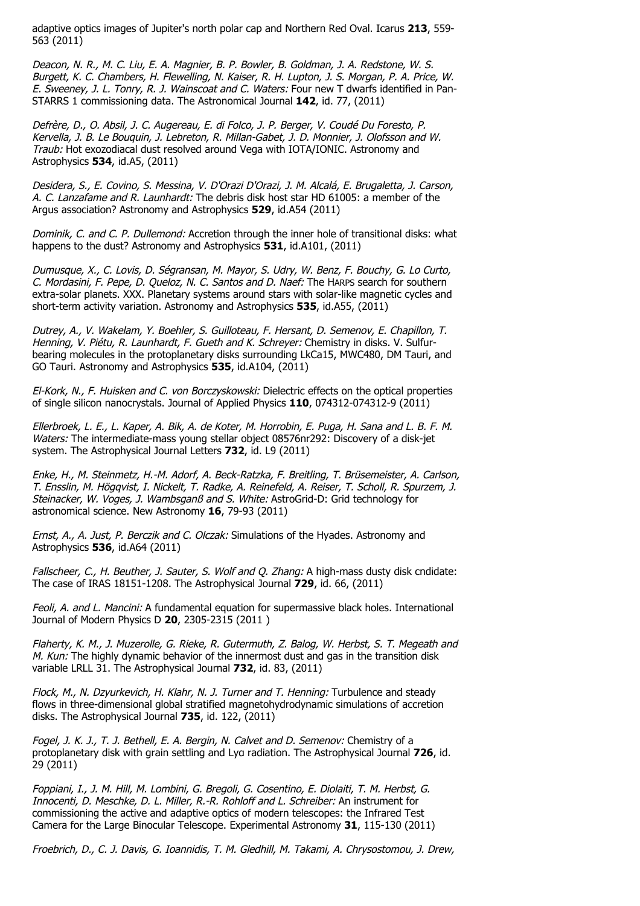adaptive optics images of Jupiter's north polar cap and Northern Red Oval. Icarus **213**, 559-563 (2011)

*Deacon, N. R., M. C. Liu, E. A. Magnier, B. P. Bowler, B. Goldman, J. A. Redstone, W. S. Burgett, K. C. Chambers, H. Flewelling, N. Kaiser, R. H. Lupton, J. S. Morgan, P. A. Price, W. E. Sweeney, J. L. Tonry, R. J. Wainscoat and C. Waters:* Four new T dwarfs identified in Pan-STARRS 1 commissioning data. The Astronomical Journal **142**, id. 77, (2011)

*Defrère, D., O. Absil, J. C. Augereau, E. di Folco, J. P. Berger, V. Coudé Du Foresto, P. Kervella, J. B. Le Bouquin, J. Lebreton, R. Millan-Gabet, J. D. Monnier, J. Olofsson and W. Traub:* Hot exozodiacal dust resolved around Vega with IOTA/IONIC. Astronomy and Astrophysics **534**, id.A5, (2011)

*Desidera, S., E. Covino, S. Messina, V. D'Orazi D'Orazi, J. M. Alcalá, E. Brugaletta, J. Carson, A. C. Lanzafame and R. Launhardt:* The debris disk host star HD 61005: a member of the Argus association? Astronomy and Astrophysics **529**, id.A54 (2011)

*Dominik, C. and C. P. Dullemond:* Accretion through the inner hole of transitional disks: what happens to the dust? Astronomy and Astrophysics **531**, id.A101, (2011)

*Dumusque, X., C. Lovis, D. Ségransan, M. Mayor, S. Udry, W. Benz, F. Bouchy, G. Lo Curto, C. Mordasini, F. Pepe, D. Queloz, N. C. Santos and D. Naef:* The HARPS search for southern extra-solar planets. XXX. Planetary systems around stars with solar-like magnetic cycles and short-term activity variation. Astronomy and Astrophysics **535**, id.A55, (2011)

*Dutrey, A., V. Wakelam, Y. Boehler, S. Guilloteau, F. Hersant, D. Semenov, E. Chapillon, T. Henning, V. Piétu, R. Launhardt, F. Gueth and K. Schreyer:* Chemistry in disks. V. Sulfur-bearing molecules in the protoplanetary disks surrounding LkCa15, MWC480, DM Tauri, and GO Tauri. Astronomy and Astrophysics **535**, id.A104, (2011)

*El-Kork, N., F. Huisken and C. von Borczyskowski:* Dielectric effects on the optical properties of single silicon nanocrystals. Journal of Applied Physics **110**, 074312-074312-9 (2011)

*Ellerbroek, L. E., L. Kaper, A. Bik, A. de Koter, M. Horrobin, E. Puga, H. Sana and L. B. F. M. Waters:* The intermediate-mass young stellar object 08576nr292: Discovery of a disk-jet system. The Astrophysical Journal Letters **732**, id. L9 (2011)

*Enke, H., M. Steinmetz, H.-M. Adorf, A. Beck-Ratzka, F. Breitling, T. Brüsemeister, A. Carlson, T. Ensslin, M. Högqvist, I. Nickelt, T. Radke, A. Reinefeld, A. Reiser, T. Scholl, R. Spurzem, J. Steinacker, W. Voges, J. Wambsganß and S. White:* AstroGrid-D: Grid technology for astronomical science. New Astronomy **16**, 79-93 (2011)

*Ernst, A., A. Just, P. Berczik and C. Olczak:* Simulations of the Hyades. Astronomy and Astrophysics **536**, id.A64 (2011)

*Fallscheer, C., H. Beuther, J. Sauter, S. Wolf and Q. Zhang:* A high-mass dusty disk cndidate: The case of IRAS 18151-1208. The Astrophysical Journal **729**, id. 66, (2011)

*Feoli, A. and L. Mancini:* A fundamental equation for supermassive black holes. International Journal of Modern Physics D **20**, 2305-2315 (2011 )

*Flaherty, K. M., J. Muzerolle, G. Rieke, R. Gutermuth, Z. Balog, W. Herbst, S. T. Megeath and M. Kun:* The highly dynamic behavior of the innermost dust and gas in the transition disk variable LRLL 31. The Astrophysical Journal **732**, id. 83, (2011)

*Flock, M., N. Dzyurkevich, H. Klahr, N. J. Turner and T. Henning:* Turbulence and steady flows in three-dimensional global stratified magnetohydrodynamic simulations of accretion disks. The Astrophysical Journal **735**, id. 122, (2011)

*Fogel, J. K. J., T. J. Bethell, E. A. Bergin, N. Calvet and D. Semenov:* Chemistry of a protoplanetary disk with grain settling and Lyα radiation. The Astrophysical Journal **726**, id. 29 (2011)

*Foppiani, I., J. M. Hill, M. Lombini, G. Bregoli, G. Cosentino, E. Diolaiti, T. M. Herbst, G. Innocenti, D. Meschke, D. L. Miller, R.-R. Rohloff and L. Schreiber:* An instrument for commissioning the active and adaptive optics of modern telescopes: the Infrared Test Camera for the Large Binocular Telescope. Experimental Astronomy **31**, 115-130 (2011)

*Froebrich, D., C. J. Davis, G. Ioannidis, T. M. Gledhill, M. Takami, A. Chrysostomou, J. Drew,*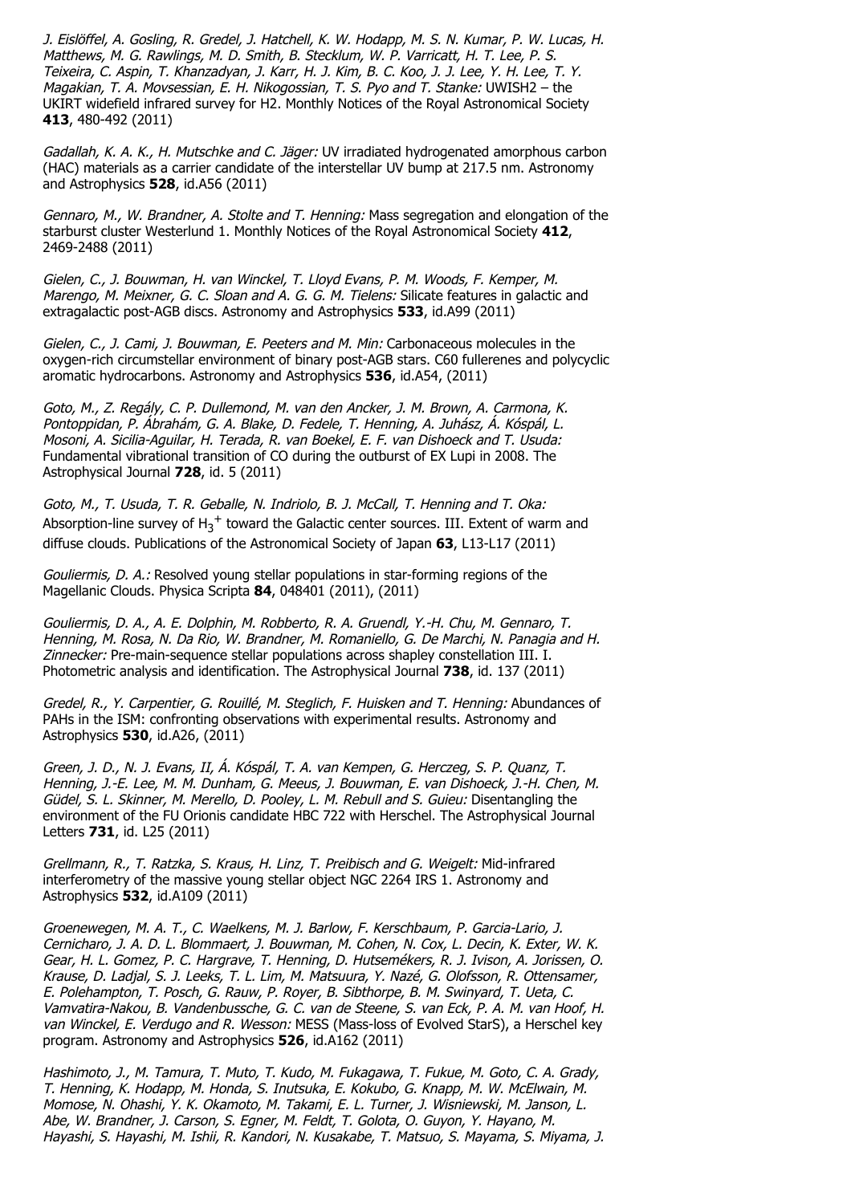*J. Eislöffel, A. Gosling, R. Gredel, J. Hatchell, K. W. Hodapp, M. S. N. Kumar, P. W. Lucas, H. Matthews, M. G. Rawlings, M. D. Smith, B. Stecklum, W. P. Varricatt, H. T. Lee, P. S. Teixeira, C. Aspin, T. Khanzadyan, J. Karr, H. J. Kim, B. C. Koo, J. J. Lee, Y. H. Lee, T. Y. Magakian, T. A. Movsessian, E. H. Nikogossian, T. S. Pyo and T. Stanke:* UWISH2 – the UKIRT widefield infrared survey for H2. Monthly Notices of the Royal Astronomical Society **413**, 480-492 (2011)

*Gadallah, K. A. K., H. Mutschke and C. Jäger:* UV irradiated hydrogenated amorphous carbon (HAC) materials as a carrier candidate of the interstellar UV bump at 217.5 nm. Astronomy and Astrophysics **528**, id.A56 (2011)

*Gennaro, M., W. Brandner, A. Stolte and T. Henning:* Mass segregation and elongation of the starburst cluster Westerlund 1. Monthly Notices of the Royal Astronomical Society **412**, 2469-2488 (2011)

*Gielen, C., J. Bouwman, H. van Winckel, T. Lloyd Evans, P. M. Woods, F. Kemper, M. Marengo, M. Meixner, G. C. Sloan and A. G. G. M. Tielens:* Silicate features in galactic and extragalactic post-AGB discs. Astronomy and Astrophysics **533**, id.A99 (2011)

*Gielen, C., J. Cami, J. Bouwman, E. Peeters and M. Min:* Carbonaceous molecules in the oxygen-rich circumstellar environment of binary post-AGB stars. C60 fullerenes and polycyclic aromatic hydrocarbons. Astronomy and Astrophysics **536**, id.A54, (2011)

*Goto, M., Z. Regály, C. P. Dullemond, M. van den Ancker, J. M. Brown, A. Carmona, K. Pontoppidan, P. Ábrahám, G. A. Blake, D. Fedele, T. Henning, A. Juhász, Á. Kóspál, L. Mosoni, A. Sicilia-Aguilar, H. Terada, R. van Boekel, E. F. van Dishoeck and T. Usuda:* Fundamental vibrational transition of CO during the outburst of EX Lupi in 2008. The Astrophysical Journal **728**, id. 5 (2011)

*Goto, M., T. Usuda, T. R. Geballe, N. Indriolo, B. J. McCall, T. Henning and T. Oka:* Absorption-line survey of $H_3^+$ toward the Galactic center sources. III. Extent of warm and diffuse clouds. Publications of the Astronomical Society of Japan **63**, L13-L17 (2011)

*Gouliermis, D. A.:* Resolved young stellar populations in star-forming regions of the Magellanic Clouds. Physica Scripta **84**, 048401 (2011), (2011)

*Gouliermis, D. A., A. E. Dolphin, M. Robberto, R. A. Gruendl, Y.-H. Chu, M. Gennaro, T. Henning, M. Rosa, N. Da Rio, W. Brandner, M. Romaniello, G. De Marchi, N. Panagia and H. Zinnecker:* Pre-main-sequence stellar populations across shapley constellation III. I. Photometric analysis and identification. The Astrophysical Journal **738**, id. 137 (2011)

*Gredel, R., Y. Carpentier, G. Rouillé, M. Steglich, F. Huisken and T. Henning:* Abundances of PAHs in the ISM: confronting observations with experimental results. Astronomy and Astrophysics **530**, id.A26, (2011)

*Green, J. D., N. J. Evans, II, Á. Kóspál, T. A. van Kempen, G. Herczeg, S. P. Quanz, T. Henning, J.-E. Lee, M. M. Dunham, G. Meeus, J. Bouwman, E. van Dishoeck, J.-H. Chen, M. Güdel, S. L. Skinner, M. Merello, D. Pooley, L. M. Rebull and S. Guieu:* Disentangling the environment of the FU Orionis candidate HBC 722 with Herschel. The Astrophysical Journal Letters **731**, id. L25 (2011)

*Grellmann, R., T. Ratzka, S. Kraus, H. Linz, T. Preibisch and G. Weigelt:* Mid-infrared interferometry of the massive young stellar object NGC 2264 IRS 1. Astronomy and Astrophysics **532**, id.A109 (2011)

*Groenewegen, M. A. T., C. Waelkens, M. J. Barlow, F. Kerschbaum, P. Garcia-Lario, J. Cernicharo, J. A. D. L. Blommaert, J. Bouwman, M. Cohen, N. Cox, L. Decin, K. Exter, W. K. Gear, H. L. Gomez, P. C. Hargrave, T. Henning, D. Hutsemékers, R. J. Ivison, A. Jorissen, O. Krause, D. Ladjal, S. J. Leeks, T. L. Lim, M. Matsuura, Y. Nazé, G. Olofsson, R. Ottensamer, E. Polehampton, T. Posch, G. Rauw, P. Royer, B. Sibthorpe, B. M. Swinyard, T. Ueta, C. Vamvatira-Nakou, B. Vandenbussche, G. C. van de Steene, S. van Eck, P. A. M. van Hoof, H. van Winckel, E. Verdugo and R. Wesson:* MESS (Mass-loss of Evolved StarS), a Herschel key program. Astronomy and Astrophysics **526**, id.A162 (2011)

*Hashimoto, J., M. Tamura, T. Muto, T. Kudo, M. Fukagawa, T. Fukue, M. Goto, C. A. Grady, T. Henning, K. Hodapp, M. Honda, S. Inutsuka, E. Kokubo, G. Knapp, M. W. McElwain, M. Momose, N. Ohashi, Y. K. Okamoto, M. Takami, E. L. Turner, J. Wisniewski, M. Janson, L. Abe, W. Brandner, J. Carson, S. Egner, M. Feldt, T. Golota, O. Guyon, Y. Hayano, M. Hayashi, S. Hayashi, M. Ishii, R. Kandori, N. Kusakabe, T. Matsuo, S. Mayama, S. Miyama, J.*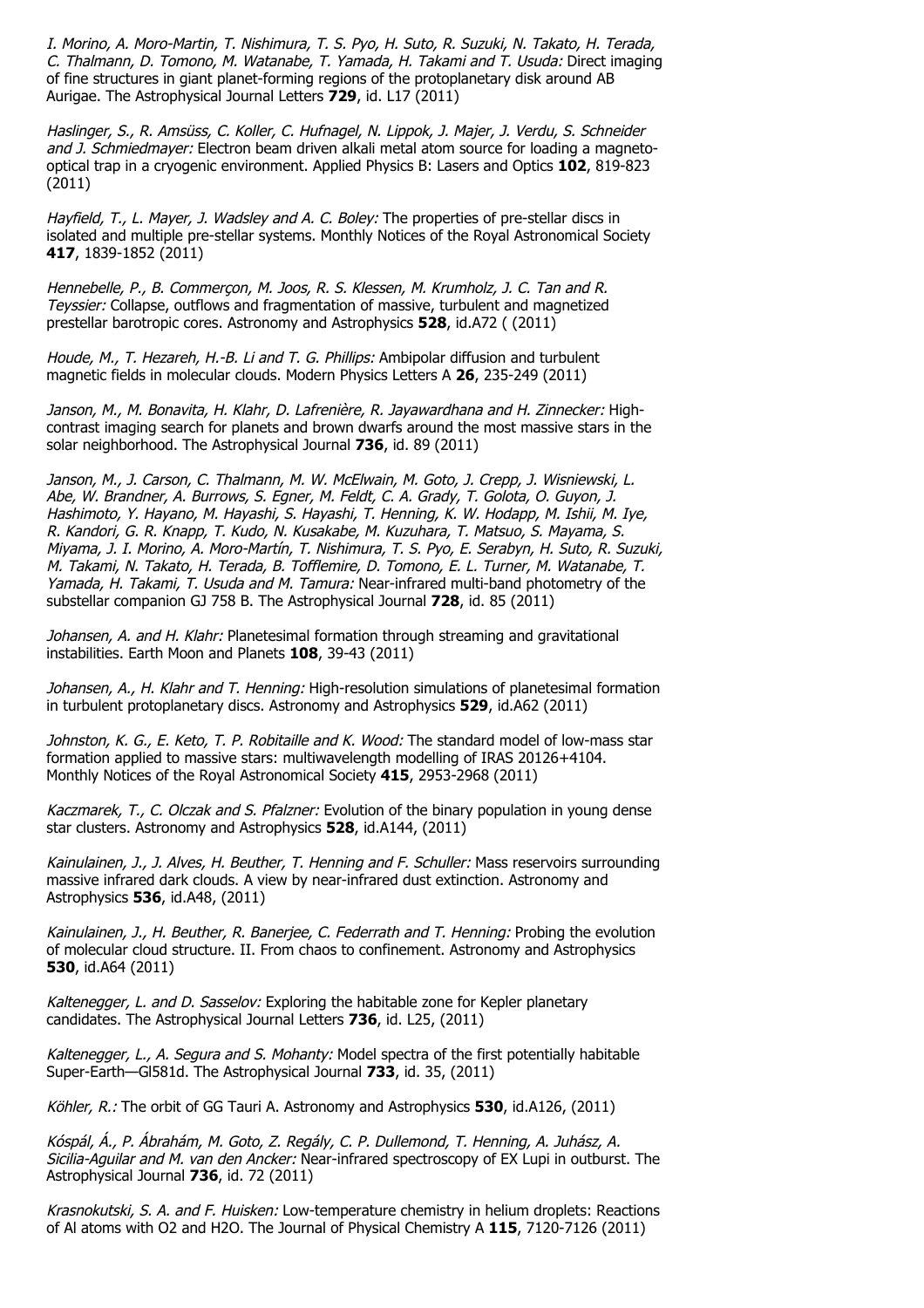*I. Morino, A. Moro-Martin, T. Nishimura, T. S. Pyo, H. Suto, R. Suzuki, N. Takato, H. Terada, C. Thalmann, D. Tomono, M. Watanabe, T. Yamada, H. Takami and T. Usuda:* Direct imaging of fine structures in giant planet-forming regions of the protoplanetary disk around AB Aurigae. The Astrophysical Journal Letters **729**, id. L17 (2011)

*Haslinger, S., R. Amsüss, C. Koller, C. Hufnagel, N. Lippok, J. Majer, J. Verdu, S. Schneider and J. Schmiedmayer:* Electron beam driven alkali metal atom source for loading a magneto-optical trap in a cryogenic environment. Applied Physics B: Lasers and Optics **102**, 819-823 (2011)

*Hayfield, T., L. Mayer, J. Wadsley and A. C. Boley:* The properties of pre-stellar discs in isolated and multiple pre-stellar systems. Monthly Notices of the Royal Astronomical Society **417**, 1839-1852 (2011)

*Hennebelle, P., B. Commerçon, M. Joos, R. S. Klessen, M. Krumholz, J. C. Tan and R. Teyssier:* Collapse, outflows and fragmentation of massive, turbulent and magnetized prestellar barotropic cores. Astronomy and Astrophysics **528**, id.A72 ( (2011)

*Houde, M., T. Hezareh, H.-B. Li and T. G. Phillips:* Ambipolar diffusion and turbulent magnetic fields in molecular clouds. Modern Physics Letters A **26**, 235-249 (2011)

*Janson, M., M. Bonavita, H. Klahr, D. Lafrenière, R. Jayawardhana and H. Zinnecker:* High-contrast imaging search for planets and brown dwarfs around the most massive stars in the solar neighborhood. The Astrophysical Journal **736**, id. 89 (2011)

*Janson, M., J. Carson, C. Thalmann, M. W. McElwain, M. Goto, J. Crepp, J. Wisniewski, L. Abe, W. Brandner, A. Burrows, S. Egner, M. Feldt, C. A. Grady, T. Golota, O. Guyon, J. Hashimoto, Y. Hayano, M. Hayashi, S. Hayashi, T. Henning, K. W. Hodapp, M. Ishii, M. Iye, R. Kandori, G. R. Knapp, T. Kudo, N. Kusakabe, M. Kuzuhara, T. Matsuo, S. Mayama, S. Miyama, J. I. Morino, A. Moro-Martín, T. Nishimura, T. S. Pyo, E. Serabyn, H. Suto, R. Suzuki, M. Takami, N. Takato, H. Terada, B. Tofflemire, D. Tomono, E. L. Turner, M. Watanabe, T. Yamada, H. Takami, T. Usuda and M. Tamura:* Near-infrared multi-band photometry of the substellar companion GJ 758 B. The Astrophysical Journal **728**, id. 85 (2011)

*Johansen, A. and H. Klahr:* Planetesimal formation through streaming and gravitational instabilities. Earth Moon and Planets **108**, 39-43 (2011)

*Johansen, A., H. Klahr and T. Henning:* High-resolution simulations of planetesimal formation in turbulent protoplanetary discs. Astronomy and Astrophysics **529**, id.A62 (2011)

*Johnston, K. G., E. Keto, T. P. Robitaille and K. Wood:* The standard model of low-mass star formation applied to massive stars: multiwavelength modelling of IRAS 20126+4104. Monthly Notices of the Royal Astronomical Society **415**, 2953-2968 (2011)

*Kaczmarek, T., C. Olczak and S. Pfalzner:* Evolution of the binary population in young dense star clusters. Astronomy and Astrophysics **528**, id.A144, (2011)

*Kainulainen, J., J. Alves, H. Beuther, T. Henning and F. Schuller:* Mass reservoirs surrounding massive infrared dark clouds. A view by near-infrared dust extinction. Astronomy and Astrophysics **536**, id.A48, (2011)

*Kainulainen, J., H. Beuther, R. Banerjee, C. Federrath and T. Henning:* Probing the evolution of molecular cloud structure. II. From chaos to confinement. Astronomy and Astrophysics **530**, id.A64 (2011)

*Kaltenegger, L. and D. Sasselov:* Exploring the habitable zone for Kepler planetary candidates. The Astrophysical Journal Letters **736**, id. L25, (2011)

*Kaltenegger, L., A. Segura and S. Mohanty:* Model spectra of the first potentially habitable Super-Earth—Gl581d. The Astrophysical Journal **733**, id. 35, (2011)

*Köhler, R.:* The orbit of GG Tauri A. Astronomy and Astrophysics **530**, id.A126, (2011)

*Kóspál, Á., P. Ábrahám, M. Goto, Z. Regály, C. P. Dullemond, T. Henning, A. Juhász, A. Sicilia-Aguilar and M. van den Ancker:* Near-infrared spectroscopy of EX Lupi in outburst. The Astrophysical Journal **736**, id. 72 (2011)

*Krasnokutski, S. A. and F. Huisken:* Low-temperature chemistry in helium droplets: Reactions of Al atoms with O2 and H2O. The Journal of Physical Chemistry A **115**, 7120-7126 (2011)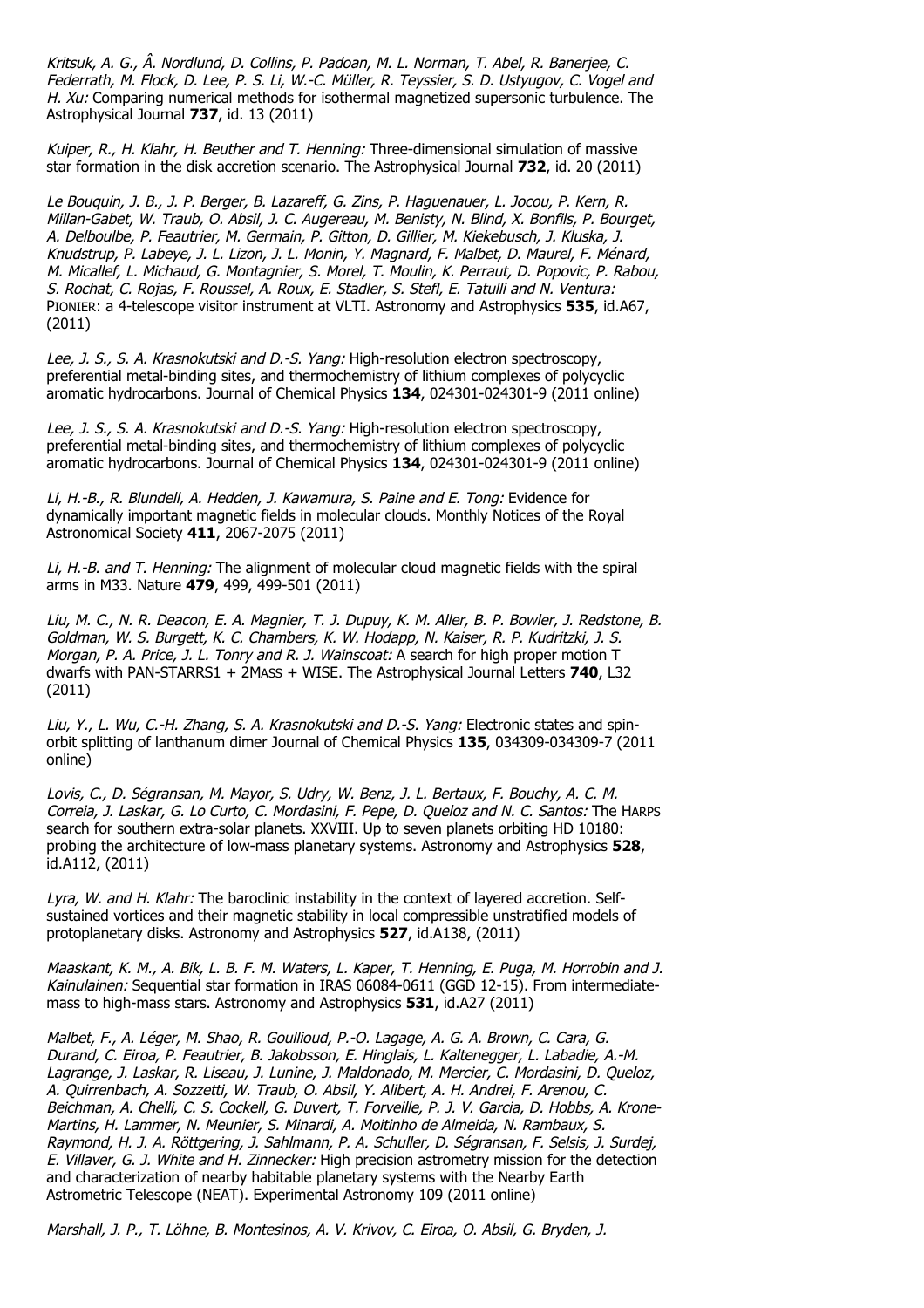*Kritsuk, A. G., Â. Nordlund, D. Collins, P. Padoan, M. L. Norman, T. Abel, R. Banerjee, C. Federrath, M. Flock, D. Lee, P. S. Li, W.-C. Müller, R. Teyssier, S. D. Ustyugov, C. Vogel and H. Xu:* Comparing numerical methods for isothermal magnetized supersonic turbulence. The Astrophysical Journal **737**, id. 13 (2011)

*Kuiper, R., H. Klahr, H. Beuther and T. Henning:* Three-dimensional simulation of massive star formation in the disk accretion scenario. The Astrophysical Journal **732**, id. 20 (2011)

*Le Bouquin, J. B., J. P. Berger, B. Lazareff, G. Zins, P. Haguenauer, L. Jocou, P. Kern, R. Millan-Gabet, W. Traub, O. Absil, J. C. Augereau, M. Benisty, N. Blind, X. Bonfils, P. Bourget, A. Delboulbe, P. Feautrier, M. Germain, P. Gitton, D. Gillier, M. Kiekebusch, J. Kluska, J. Knudstrup, P. Labeye, J. L. Lizon, J. L. Monin, Y. Magnard, F. Malbet, D. Maurel, F. Ménard, M. Micallef, L. Michaud, G. Montagnier, S. Morel, T. Moulin, K. Perraut, D. Popovic, P. Rabou, S. Rochat, C. Rojas, F. Roussel, A. Roux, E. Stadler, S. Stefl, E. Tatulli and N. Ventura:* PIONIER: a 4-telescope visitor instrument at VLTI. Astronomy and Astrophysics **535**, id.A67, (2011)

*Lee, J. S., S. A. Krasnokutski and D.-S. Yang:* High-resolution electron spectroscopy, preferential metal-binding sites, and thermochemistry of lithium complexes of polycyclic aromatic hydrocarbons. Journal of Chemical Physics **134**, 024301-024301-9 (2011 online)

*Lee, J. S., S. A. Krasnokutski and D.-S. Yang:* High-resolution electron spectroscopy, preferential metal-binding sites, and thermochemistry of lithium complexes of polycyclic aromatic hydrocarbons. Journal of Chemical Physics **134**, 024301-024301-9 (2011 online)

*Li, H.-B., R. Blundell, A. Hedden, J. Kawamura, S. Paine and E. Tong:* Evidence for dynamically important magnetic fields in molecular clouds. Monthly Notices of the Royal Astronomical Society **411**, 2067-2075 (2011)

*Li, H.-B. and T. Henning:* The alignment of molecular cloud magnetic fields with the spiral arms in M33. Nature **479**, 499, 499-501 (2011)

*Liu, M. C., N. R. Deacon, E. A. Magnier, T. J. Dupuy, K. M. Aller, B. P. Bowler, J. Redstone, B. Goldman, W. S. Burgett, K. C. Chambers, K. W. Hodapp, N. Kaiser, R. P. Kudritzki, J. S. Morgan, P. A. Price, J. L. Tonry and R. J. Wainscoat:* A search for high proper motion T dwarfs with PAN-STARRS1 + 2MASS + WISE. The Astrophysical Journal Letters **740**, L32 (2011)

*Liu, Y., L. Wu, C.-H. Zhang, S. A. Krasnokutski and D.-S. Yang:* Electronic states and spin-orbit splitting of lanthanum dimer Journal of Chemical Physics **135**, 034309-034309-7 (2011 online)

*Lovis, C., D. Ségransan, M. Mayor, S. Udry, W. Benz, J. L. Bertaux, F. Bouchy, A. C. M. Correia, J. Laskar, G. Lo Curto, C. Mordasini, F. Pepe, D. Queloz and N. C. Santos:* The HARPS search for southern extra-solar planets. XXVIII. Up to seven planets orbiting HD 10180: probing the architecture of low-mass planetary systems. Astronomy and Astrophysics **528**, id.A112, (2011)

*Lyra, W. and H. Klahr:* The baroclinic instability in the context of layered accretion. Self-sustained vortices and their magnetic stability in local compressible unstratified models of protoplanetary disks. Astronomy and Astrophysics **527**, id.A138, (2011)

*Maaskant, K. M., A. Bik, L. B. F. M. Waters, L. Kaper, T. Henning, E. Puga, M. Horrobin and J. Kainulainen:* Sequential star formation in IRAS 06084-0611 (GGD 12-15). From intermediate-mass to high-mass stars. Astronomy and Astrophysics **531**, id.A27 (2011)

*Malbet, F., A. Léger, M. Shao, R. Goullioud, P.-O. Lagage, A. G. A. Brown, C. Cara, G. Durand, C. Eiroa, P. Feautrier, B. Jakobsson, E. Hinglais, L. Kaltenegger, L. Labadie, A.-M. Lagrange, J. Laskar, R. Liseau, J. Lunine, J. Maldonado, M. Mercier, C. Mordasini, D. Queloz, A. Quirrenbach, A. Sozzetti, W. Traub, O. Absil, Y. Alibert, A. H. Andrei, F. Arenou, C. Beichman, A. Chelli, C. S. Cockell, G. Duvert, T. Forveille, P. J. V. Garcia, D. Hobbs, A. Krone-Martins, H. Lammer, N. Meunier, S. Minardi, A. Moitinho de Almeida, N. Rambaux, S. Raymond, H. J. A. Röttgering, J. Sahlmann, P. A. Schuller, D. Ségransan, F. Selsis, J. Surdej, E. Villaver, G. J. White and H. Zinnecker:* High precision astrometry mission for the detection and characterization of nearby habitable planetary systems with the Nearby Earth Astrometric Telescope (NEAT). Experimental Astronomy 109 (2011 online)

*Marshall, J. P., T. Löhne, B. Montesinos, A. V. Krivov, C. Eiroa, O. Absil, G. Bryden, J.*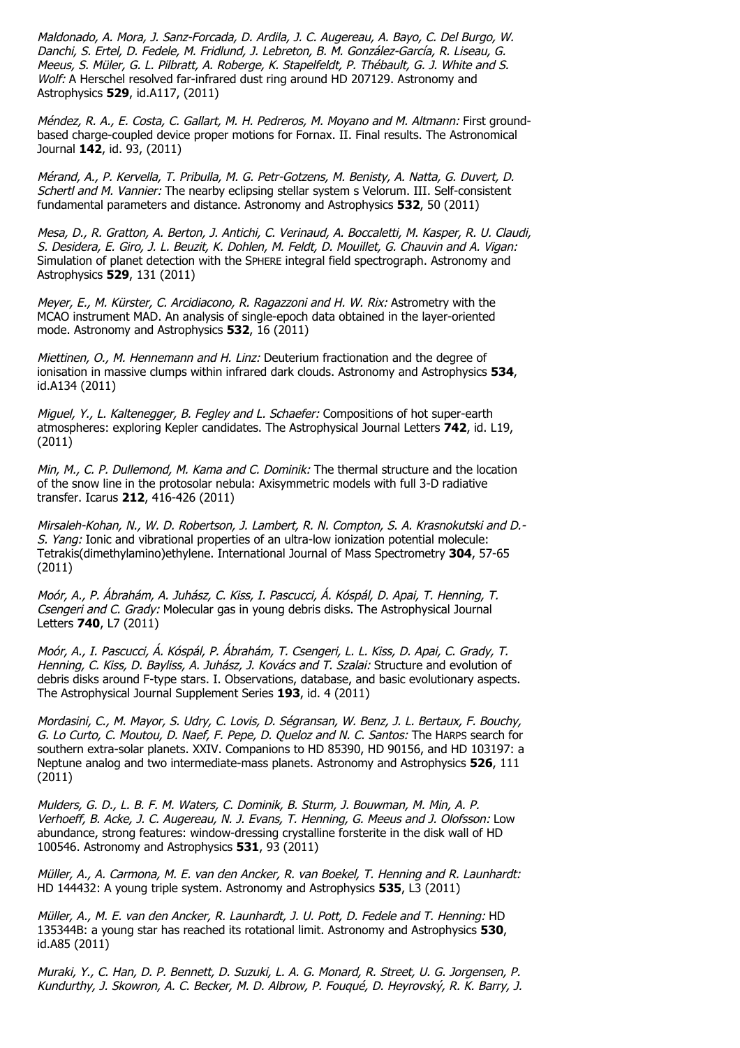*Maldonado, A. Mora, J. Sanz-Forcada, D. Ardila, J. C. Augereau, A. Bayo, C. Del Burgo, W. Danchi, S. Ertel, D. Fedele, M. Fridlund, J. Lebreton, B. M. González-García, R. Liseau, G. Meeus, S. Müler, G. L. Pilbratt, A. Roberge, K. Stapelfeldt, P. Thébault, G. J. White and S. Wolf:* A Herschel resolved far-infrared dust ring around HD 207129. Astronomy and Astrophysics **529**, id.A117, (2011)

*Méndez, R. A., E. Costa, C. Gallart, M. H. Pedreros, M. Moyano and M. Altmann:* First ground-based charge-coupled device proper motions for Fornax. II. Final results. The Astronomical Journal **142**, id. 93, (2011)

*Mérand, A., P. Kervella, T. Pribulla, M. G. Petr-Gotzens, M. Benisty, A. Natta, G. Duvert, D. Schertl and M. Vannier:* The nearby eclipsing stellar system s Velorum. III. Self-consistent fundamental parameters and distance. Astronomy and Astrophysics **532**, 50 (2011)

*Mesa, D., R. Gratton, A. Berton, J. Antichi, C. Verinaud, A. Boccaletti, M. Kasper, R. U. Claudi, S. Desidera, E. Giro, J. L. Beuzit, K. Dohlen, M. Feldt, D. Mouillet, G. Chauvin and A. Vigan:* Simulation of planet detection with the SPHERE integral field spectrograph. Astronomy and Astrophysics **529**, 131 (2011)

*Meyer, E., M. Kürster, C. Arcidiacono, R. Ragazzoni and H. W. Rix:* Astrometry with the MCAO instrument MAD. An analysis of single-epoch data obtained in the layer-oriented mode. Astronomy and Astrophysics **532**, 16 (2011)

*Miettinen, O., M. Hennemann and H. Linz:* Deuterium fractionation and the degree of ionisation in massive clumps within infrared dark clouds. Astronomy and Astrophysics **534**, id.A134 (2011)

*Miguel, Y., L. Kaltenegger, B. Fegley and L. Schaefer:* Compositions of hot super-earth atmospheres: exploring Kepler candidates. The Astrophysical Journal Letters **742**, id. L19, (2011)

*Min, M., C. P. Dullemond, M. Kama and C. Dominik:* The thermal structure and the location of the snow line in the protosolar nebula: Axisymmetric models with full 3-D radiative transfer. Icarus **212**, 416-426 (2011)

*Mirsaleh-Kohan, N., W. D. Robertson, J. Lambert, R. N. Compton, S. A. Krasnokutski and D.-S. Yang:* Ionic and vibrational properties of an ultra-low ionization potential molecule: Tetrakis(dimethylamino)ethylene. International Journal of Mass Spectrometry **304**, 57-65 (2011)

*Moór, A., P. Ábrahám, A. Juhász, C. Kiss, I. Pascucci, Á. Kóspál, D. Apai, T. Henning, T. Csengeri and C. Grady:* Molecular gas in young debris disks. The Astrophysical Journal Letters **740**, L7 (2011)

*Moór, A., I. Pascucci, Á. Kóspál, P. Ábrahám, T. Csengeri, L. L. Kiss, D. Apai, C. Grady, T. Henning, C. Kiss, D. Bayliss, A. Juhász, J. Kovács and T. Szalai:* Structure and evolution of debris disks around F-type stars. I. Observations, database, and basic evolutionary aspects. The Astrophysical Journal Supplement Series **193**, id. 4 (2011)

*Mordasini, C., M. Mayor, S. Udry, C. Lovis, D. Ségransan, W. Benz, J. L. Bertaux, F. Bouchy, G. Lo Curto, C. Moutou, D. Naef, F. Pepe, D. Queloz and N. C. Santos:* The HARPS search for southern extra-solar planets. XXIV. Companions to HD 85390, HD 90156, and HD 103197: a Neptune analog and two intermediate-mass planets. Astronomy and Astrophysics **526**, 111 (2011)

*Mulders, G. D., L. B. F. M. Waters, C. Dominik, B. Sturm, J. Bouwman, M. Min, A. P. Verhoeff, B. Acke, J. C. Augereau, N. J. Evans, T. Henning, G. Meeus and J. Olofsson:* Low abundance, strong features: window-dressing crystalline forsterite in the disk wall of HD 100546. Astronomy and Astrophysics **531**, 93 (2011)

*Müller, A., A. Carmona, M. E. van den Ancker, R. van Boekel, T. Henning and R. Launhardt:* HD 144432: A young triple system. Astronomy and Astrophysics **535**, L3 (2011)

*Müller, A., M. E. van den Ancker, R. Launhardt, J. U. Pott, D. Fedele and T. Henning:* HD 135344B: a young star has reached its rotational limit. Astronomy and Astrophysics **530**, id.A85 (2011)

*Muraki, Y., C. Han, D. P. Bennett, D. Suzuki, L. A. G. Monard, R. Street, U. G. Jorgensen, P. Kundurthy, J. Skowron, A. C. Becker, M. D. Albrow, P. Fouqué, D. Heyrovský, R. K. Barry, J.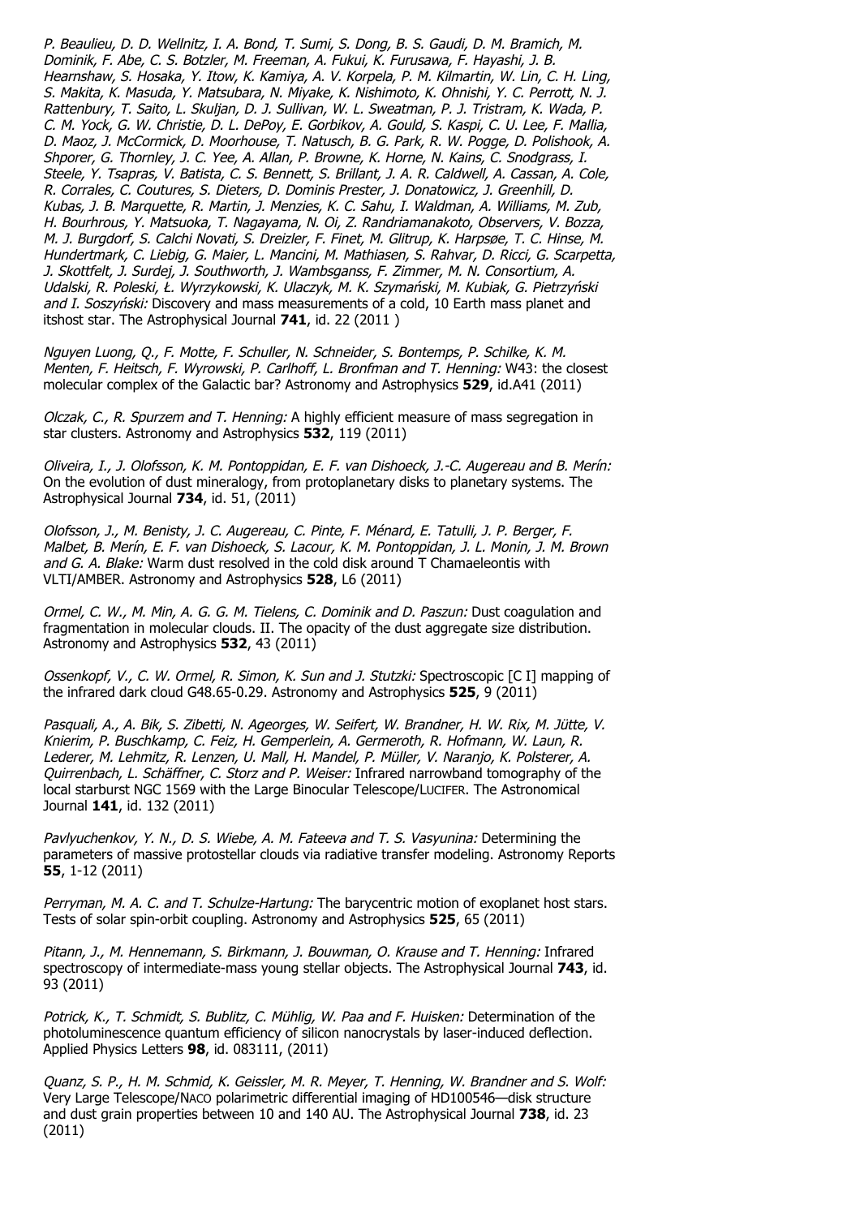*P. Beaulieu, D. D. Wellnitz, I. A. Bond, T. Sumi, S. Dong, B. S. Gaudi, D. M. Bramich, M. Dominik, F. Abe, C. S. Botzler, M. Freeman, A. Fukui, K. Furusawa, F. Hayashi, J. B. Hearnshaw, S. Hosaka, Y. Itow, K. Kamiya, A. V. Korpela, P. M. Kilmartin, W. Lin, C. H. Ling, S. Makita, K. Masuda, Y. Matsubara, N. Miyake, K. Nishimoto, K. Ohnishi, Y. C. Perrott, N. J. Rattenbury, T. Saito, L. Skuljan, D. J. Sullivan, W. L. Sweatman, P. J. Tristram, K. Wada, P. C. M. Yock, G. W. Christie, D. L. DePoy, E. Gorbikov, A. Gould, S. Kaspi, C. U. Lee, F. Mallia, D. Maoz, J. McCormick, D. Moorhouse, T. Natusch, B. G. Park, R. W. Pogge, D. Polishook, A. Shporer, G. Thornley, J. C. Yee, A. Allan, P. Browne, K. Horne, N. Kains, C. Snodgrass, I. Steele, Y. Tsapras, V. Batista, C. S. Bennett, S. Brillant, J. A. R. Caldwell, A. Cassan, A. Cole, R. Corrales, C. Coutures, S. Dieters, D. Dominis Prester, J. Donatowicz, J. Greenhill, D. Kubas, J. B. Marquette, R. Martin, J. Menzies, K. C. Sahu, I. Waldman, A. Williams, M. Zub, H. Bourhrous, Y. Matsuoka, T. Nagayama, N. Oi, Z. Randriamanakoto, Observers, V. Bozza, M. J. Burgdorf, S. Calchi Novati, S. Dreizler, F. Finet, M. Glitrup, K. Harpsøe, T. C. Hinse, M. Hundertmark, C. Liebig, G. Maier, L. Mancini, M. Mathiasen, S. Rahvar, D. Ricci, G. Scarpetta, J. Skottfelt, J. Surdej, J. Southworth, J. Wambsganss, F. Zimmer, M. N. Consortium, A. Udalski, R. Poleski, Ł. Wyrzykowski, K. Ulaczyk, M. K. Szymański, M. Kubiak, G. Pietrzyński and I. Soszyński:* Discovery and mass measurements of a cold, 10 Earth mass planet and itshost star. The Astrophysical Journal **741**, id. 22 (2011 )

*Nguyen Luong, Q., F. Motte, F. Schuller, N. Schneider, S. Bontemps, P. Schilke, K. M. Menten, F. Heitsch, F. Wyrowski, P. Carlhoff, L. Bronfman and T. Henning:* W43: the closest molecular complex of the Galactic bar? Astronomy and Astrophysics **529**, id.A41 (2011)

*Olczak, C., R. Spurzem and T. Henning:* A highly efficient measure of mass segregation in star clusters. Astronomy and Astrophysics **532**, 119 (2011)

*Oliveira, I., J. Olofsson, K. M. Pontoppidan, E. F. van Dishoeck, J.-C. Augereau and B. Merín:* On the evolution of dust mineralogy, from protoplanetary disks to planetary systems. The Astrophysical Journal **734**, id. 51, (2011)

*Olofsson, J., M. Benisty, J. C. Augereau, C. Pinte, F. Ménard, E. Tatulli, J. P. Berger, F. Malbet, B. Merín, E. F. van Dishoeck, S. Lacour, K. M. Pontoppidan, J. L. Monin, J. M. Brown and G. A. Blake:* Warm dust resolved in the cold disk around T Chamaeleontis with VLTI/AMBER. Astronomy and Astrophysics **528**, L6 (2011)

*Ormel, C. W., M. Min, A. G. G. M. Tielens, C. Dominik and D. Paszun:* Dust coagulation and fragmentation in molecular clouds. II. The opacity of the dust aggregate size distribution. Astronomy and Astrophysics **532**, 43 (2011)

*Ossenkopf, V., C. W. Ormel, R. Simon, K. Sun and J. Stutzki:* Spectroscopic [C I] mapping of the infrared dark cloud G48.65-0.29. Astronomy and Astrophysics **525**, 9 (2011)

*Pasquali, A., A. Bik, S. Zibetti, N. Ageorges, W. Seifert, W. Brandner, H. W. Rix, M. Jütte, V. Knierim, P. Buschkamp, C. Feiz, H. Gemperlein, A. Germeroth, R. Hofmann, W. Laun, R. Lederer, M. Lehmitz, R. Lenzen, U. Mall, H. Mandel, P. Müller, V. Naranjo, K. Polsterer, A. Quirrenbach, L. Schäffner, C. Storz and P. Weiser:* Infrared narrowband tomography of the local starburst NGC 1569 with the Large Binocular Telescope/LUCIFER. The Astronomical Journal **141**, id. 132 (2011)

*Pavlyuchenkov, Y. N., D. S. Wiebe, A. M. Fateeva and T. S. Vasyunina:* Determining the parameters of massive protostellar clouds via radiative transfer modeling. Astronomy Reports **55**, 1-12 (2011)

*Perryman, M. A. C. and T. Schulze-Hartung:* The barycentric motion of exoplanet host stars. Tests of solar spin-orbit coupling. Astronomy and Astrophysics **525**, 65 (2011)

*Pitann, J., M. Hennemann, S. Birkmann, J. Bouwman, O. Krause and T. Henning:* Infrared spectroscopy of intermediate-mass young stellar objects. The Astrophysical Journal **743**, id. 93 (2011)

*Potrick, K., T. Schmidt, S. Bublitz, C. Mühlig, W. Paa and F. Huisken:* Determination of the photoluminescence quantum efficiency of silicon nanocrystals by laser-induced deflection. Applied Physics Letters **98**, id. 083111, (2011)

*Quanz, S. P., H. M. Schmid, K. Geissler, M. R. Meyer, T. Henning, W. Brandner and S. Wolf:* Very Large Telescope/NACO polarimetric differential imaging of HD100546—disk structure and dust grain properties between 10 and 140 AU. The Astrophysical Journal **738**, id. 23 (2011)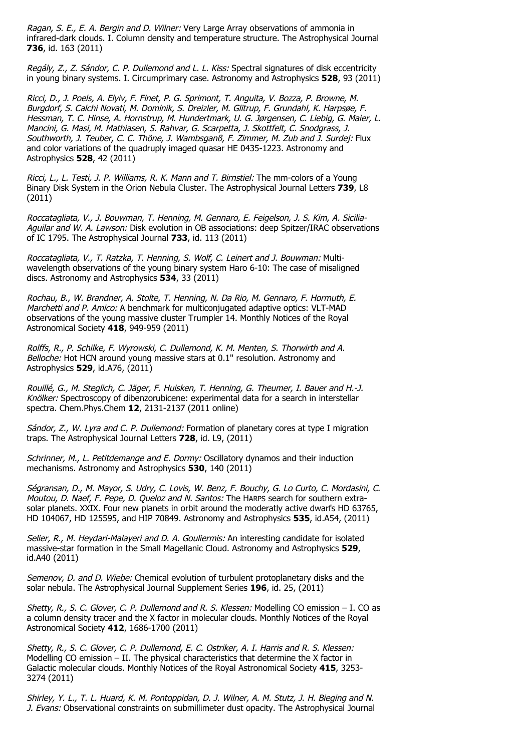*Ragan, S. E., E. A. Bergin and D. Wilner:* Very Large Array observations of ammonia in infrared-dark clouds. I. Column density and temperature structure. The Astrophysical Journal **736**, id. 163 (2011)

*Regály, Z., Z. Sándor, C. P. Dullemond and L. L. Kiss:* Spectral signatures of disk eccentricity in young binary systems. I. Circumprimary case. Astronomy and Astrophysics **528**, 93 (2011)

*Ricci, D., J. Poels, A. Elyiv, F. Finet, P. G. Sprimont, T. Anguita, V. Bozza, P. Browne, M. Burgdorf, S. Calchi Novati, M. Dominik, S. Dreizler, M. Glitrup, F. Grundahl, K. Harpsøe, F. Hessman, T. C. Hinse, A. Hornstrup, M. Hundertmark, U. G. Jørgensen, C. Liebig, G. Maier, L. Mancini, G. Masi, M. Mathiasen, S. Rahvar, G. Scarpetta, J. Skottfelt, C. Snodgrass, J. Southworth, J. Teuber, C. C. Thöne, J. Wambsganß, F. Zimmer, M. Zub and J. Surdej:* Flux and color variations of the quadruply imaged quasar HE 0435-1223. Astronomy and Astrophysics **528**, 42 (2011)

*Ricci, L., L. Testi, J. P. Williams, R. K. Mann and T. Birnstiel:* The mm-colors of a Young Binary Disk System in the Orion Nebula Cluster. The Astrophysical Journal Letters **739**, L8 (2011)

*Roccatagliata, V., J. Bouwman, T. Henning, M. Gennaro, E. Feigelson, J. S. Kim, A. Sicilia-Aguilar and W. A. Lawson:* Disk evolution in OB associations: deep Spitzer/IRAC observations of IC 1795. The Astrophysical Journal **733**, id. 113 (2011)

*Roccatagliata, V., T. Ratzka, T. Henning, S. Wolf, C. Leinert and J. Bouwman:* Multi-wavelength observations of the young binary system Haro 6-10: The case of misaligned discs. Astronomy and Astrophysics **534**, 33 (2011)

*Rochau, B., W. Brandner, A. Stolte, T. Henning, N. Da Rio, M. Gennaro, F. Hormuth, E. Marchetti and P. Amico:* A benchmark for multiconjugated adaptive optics: VLT-MAD observations of the young massive cluster Trumpler 14. Monthly Notices of the Royal Astronomical Society **418**, 949-959 (2011)

*Rolffs, R., P. Schilke, F. Wyrowski, C. Dullemond, K. M. Menten, S. Thorwirth and A. Belloche:* Hot HCN around young massive stars at 0.1" resolution. Astronomy and Astrophysics **529**, id.A76, (2011)

*Rouillé, G., M. Steglich, C. Jäger, F. Huisken, T. Henning, G. Theumer, I. Bauer and H.-J. Knölker:* Spectroscopy of dibenzorubicene: experimental data for a search in interstellar spectra. Chem.Phys.Chem **12**, 2131-2137 (2011 online)

*Sándor, Z., W. Lyra and C. P. Dullemond:* Formation of planetary cores at type I migration traps. The Astrophysical Journal Letters **728**, id. L9, (2011)

*Schrinner, M., L. Petitdemange and E. Dormy:* Oscillatory dynamos and their induction mechanisms. Astronomy and Astrophysics **530**, 140 (2011)

*Ségransan, D., M. Mayor, S. Udry, C. Lovis, W. Benz, F. Bouchy, G. Lo Curto, C. Mordasini, C. Moutou, D. Naef, F. Pepe, D. Queloz and N. Santos:* The HARPS search for southern extra-solar planets. XXIX. Four new planets in orbit around the moderatly active dwarfs HD 63765, HD 104067, HD 125595, and HIP 70849. Astronomy and Astrophysics **535**, id.A54, (2011)

*Selier, R., M. Heydari-Malayeri and D. A. Gouliermis:* An interesting candidate for isolated massive-star formation in the Small Magellanic Cloud. Astronomy and Astrophysics **529**, id.A40 (2011)

*Semenov, D. and D. Wiebe:* Chemical evolution of turbulent protoplanetary disks and the solar nebula. The Astrophysical Journal Supplement Series **196**, id. 25, (2011)

*Shetty, R., S. C. Glover, C. P. Dullemond and R. S. Klessen:* Modelling CO emission – I. CO as a column density tracer and the X factor in molecular clouds. Monthly Notices of the Royal Astronomical Society **412**, 1686-1700 (2011)

*Shetty, R., S. C. Glover, C. P. Dullemond, E. C. Ostriker, A. I. Harris and R. S. Klessen:* Modelling CO emission – II. The physical characteristics that determine the X factor in Galactic molecular clouds. Monthly Notices of the Royal Astronomical Society **415**, 3253-3274 (2011)

*Shirley, Y. L., T. L. Huard, K. M. Pontoppidan, D. J. Wilner, A. M. Stutz, J. H. Bieging and N. J. Evans:* Observational constraints on submillimeter dust opacity. The Astrophysical Journal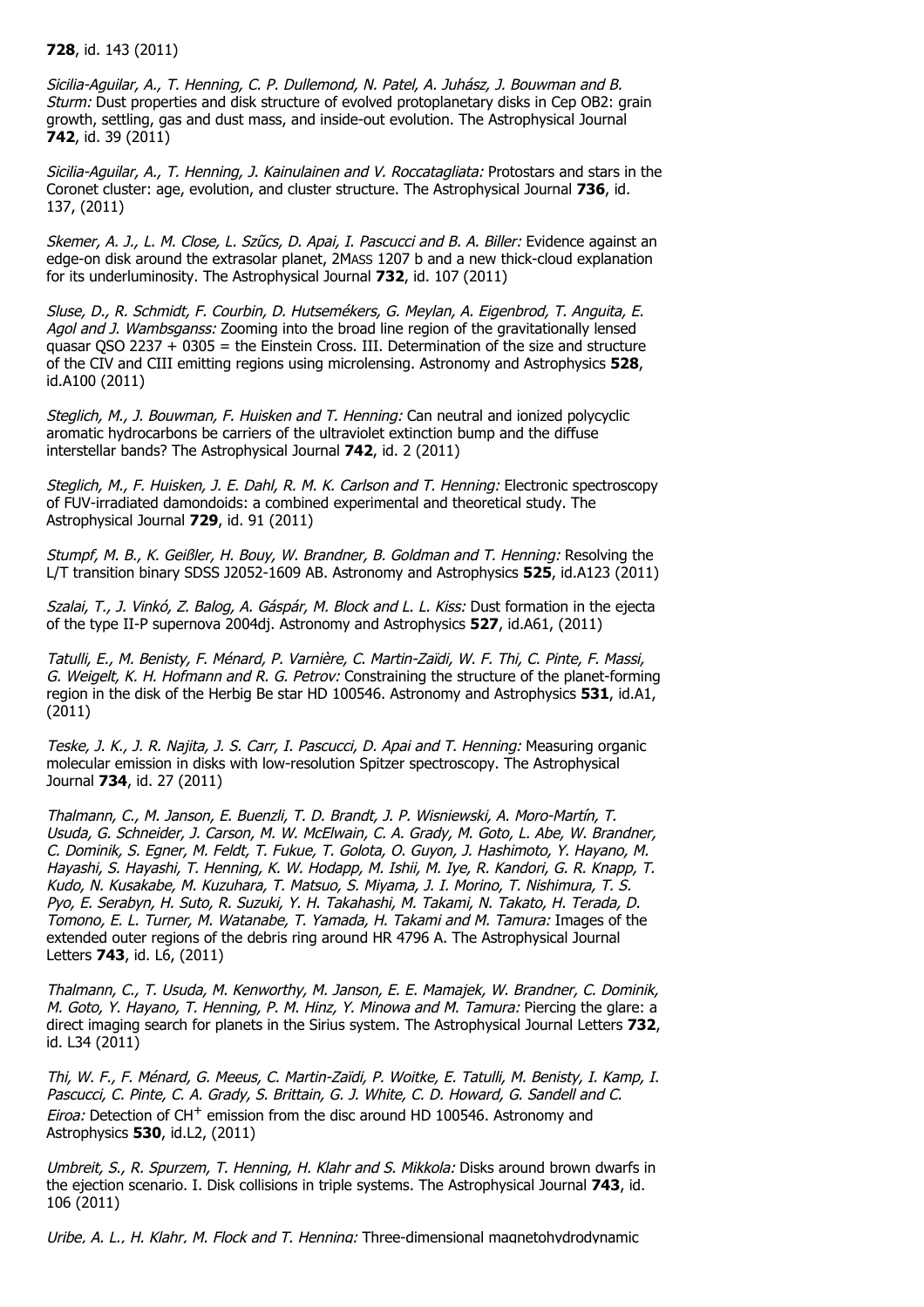**728**, id. 143 (2011)

*Sicilia-Aguilar, A., T. Henning, C. P. Dullemond, N. Patel, A. Juhász, J. Bouwman and B. Sturm:* Dust properties and disk structure of evolved protoplanetary disks in Cep OB2: grain growth, settling, gas and dust mass, and inside-out evolution. The Astrophysical Journal **742**, id. 39 (2011)

*Sicilia-Aguilar, A., T. Henning, J. Kainulainen and V. Roccatagliata:* Protostars and stars in the Coronet cluster: age, evolution, and cluster structure. The Astrophysical Journal **736**, id. 137, (2011)

*Skemer, A. J., L. M. Close, L. Szűcs, D. Apai, I. Pascucci and B. A. Biller:* Evidence against an edge-on disk around the extrasolar planet, 2MASS 1207 b and a new thick-cloud explanation for its underluminosity. The Astrophysical Journal **732**, id. 107 (2011)

*Sluse, D., R. Schmidt, F. Courbin, D. Hutsemékers, G. Meylan, A. Eigenbrod, T. Anguita, E. Agol and J. Wambsganss:* Zooming into the broad line region of the gravitationally lensed quasar QSO 2237 + 0305 = the Einstein Cross. III. Determination of the size and structure of the CIV and CIII emitting regions using microlensing. Astronomy and Astrophysics **528**, id.A100 (2011)

*Steglich, M., J. Bouwman, F. Huisken and T. Henning:* Can neutral and ionized polycyclic aromatic hydrocarbons be carriers of the ultraviolet extinction bump and the diffuse interstellar bands? The Astrophysical Journal **742**, id. 2 (2011)

*Steglich, M., F. Huisken, J. E. Dahl, R. M. K. Carlson and T. Henning:* Electronic spectroscopy of FUV-irradiated damondoids: a combined experimental and theoretical study. The Astrophysical Journal **729**, id. 91 (2011)

*Stumpf, M. B., K. Geißler, H. Bouy, W. Brandner, B. Goldman and T. Henning:* Resolving the L/T transition binary SDSS J2052-1609 AB. Astronomy and Astrophysics **525**, id.A123 (2011)

*Szalai, T., J. Vinkó, Z. Balog, A. Gáspár, M. Block and L. L. Kiss:* Dust formation in the ejecta of the type II-P supernova 2004dj. Astronomy and Astrophysics **527**, id.A61, (2011)

*Tatulli, E., M. Benisty, F. Ménard, P. Varnière, C. Martin-Zaïdi, W. F. Thi, C. Pinte, F. Massi, G. Weigelt, K. H. Hofmann and R. G. Petrov:* Constraining the structure of the planet-forming region in the disk of the Herbig Be star HD 100546. Astronomy and Astrophysics **531**, id.A1, (2011)

*Teske, J. K., J. R. Najita, J. S. Carr, I. Pascucci, D. Apai and T. Henning:* Measuring organic molecular emission in disks with low-resolution Spitzer spectroscopy. The Astrophysical Journal **734**, id. 27 (2011)

*Thalmann, C., M. Janson, E. Buenzli, T. D. Brandt, J. P. Wisniewski, A. Moro-Martín, T. Usuda, G. Schneider, J. Carson, M. W. McElwain, C. A. Grady, M. Goto, L. Abe, W. Brandner, C. Dominik, S. Egner, M. Feldt, T. Fukue, T. Golota, O. Guyon, J. Hashimoto, Y. Hayano, M. Hayashi, S. Hayashi, T. Henning, K. W. Hodapp, M. Ishii, M. Iye, R. Kandori, G. R. Knapp, T. Kudo, N. Kusakabe, M. Kuzuhara, T. Matsuo, S. Miyama, J. I. Morino, T. Nishimura, T. S. Pyo, E. Serabyn, H. Suto, R. Suzuki, Y. H. Takahashi, M. Takami, N. Takato, H. Terada, D. Tomono, E. L. Turner, M. Watanabe, T. Yamada, H. Takami and M. Tamura:* Images of the extended outer regions of the debris ring around HR 4796 A. The Astrophysical Journal Letters **743**, id. L6, (2011)

*Thalmann, C., T. Usuda, M. Kenworthy, M. Janson, E. E. Mamajek, W. Brandner, C. Dominik, M. Goto, Y. Hayano, T. Henning, P. M. Hinz, Y. Minowa and M. Tamura:* Piercing the glare: a direct imaging search for planets in the Sirius system. The Astrophysical Journal Letters **732**, id. L34 (2011)

*Thi, W. F., F. Ménard, G. Meeus, C. Martin-Zaïdi, P. Woitke, E. Tatulli, M. Benisty, I. Kamp, I. Pascucci, C. Pinte, C. A. Grady, S. Brittain, G. J. White, C. D. Howard, G. Sandell and C. Eiroa:* Detection of $CH^+$ emission from the disc around HD 100546. Astronomy and Astrophysics **530**, id.L2, (2011)

*Umbreit, S., R. Spurzem, T. Henning, H. Klahr and S. Mikkola:* Disks around brown dwarfs in the ejection scenario. I. Disk collisions in triple systems. The Astrophysical Journal **743**, id. 106 (2011)

*Uribe, A. L., H. Klahr, M. Flock and T. Henning:* Three-dimensional magnetohydrodynamic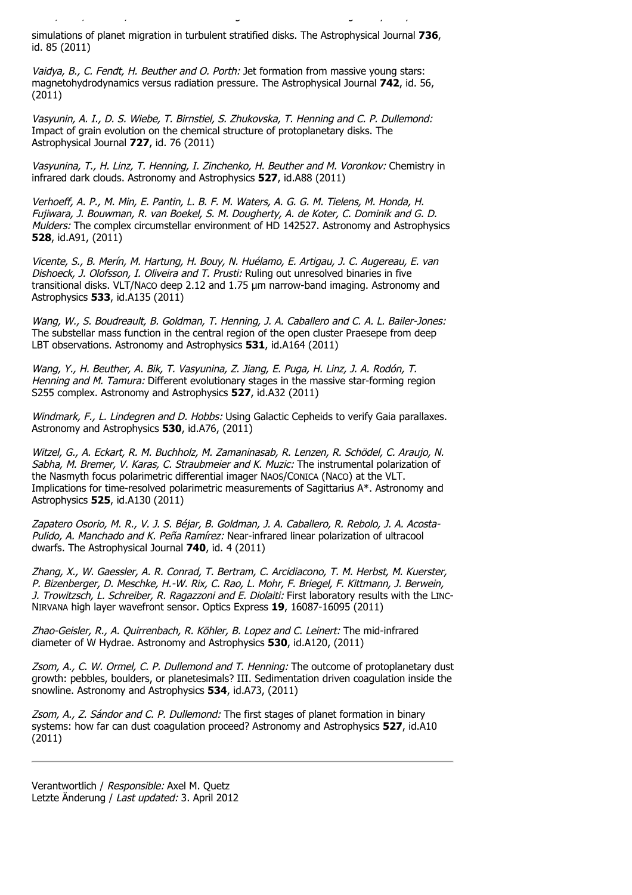simulations of planet migration in turbulent stratified disks. The Astrophysical Journal **736**, id. 85 (2011)

*Vaidya, B., C. Fendt, H. Beuther and O. Porth:* Jet formation from massive young stars: magnetohydrodynamics versus radiation pressure. The Astrophysical Journal **742**, id. 56, (2011)

*Vasyunin, A. I., D. S. Wiebe, T. Birnstiel, S. Zhukovska, T. Henning and C. P. Dullemond:* Impact of grain evolution on the chemical structure of protoplanetary disks. The Astrophysical Journal **727**, id. 76 (2011)

*Vasyunina, T., H. Linz, T. Henning, I. Zinchenko, H. Beuther and M. Voronkov:* Chemistry in infrared dark clouds. Astronomy and Astrophysics **527**, id.A88 (2011)

*Verhoeff, A. P., M. Min, E. Pantin, L. B. F. M. Waters, A. G. G. M. Tielens, M. Honda, H. Fujiwara, J. Bouwman, R. van Boekel, S. M. Dougherty, A. de Koter, C. Dominik and G. D. Mulders:* The complex circumstellar environment of HD 142527. Astronomy and Astrophysics **528**, id.A91, (2011)

*Vicente, S., B. Merín, M. Hartung, H. Bouy, N. Huélamo, E. Artigau, J. C. Augereau, E. van Dishoeck, J. Olofsson, I. Oliveira and T. Prusti:* Ruling out unresolved binaries in five transitional disks. VLT/NACO deep 2.12 and 1.75 µm narrow-band imaging. Astronomy and Astrophysics **533**, id.A135 (2011)

*Wang, W., S. Boudreault, B. Goldman, T. Henning, J. A. Caballero and C. A. L. Bailer-Jones:* The substellar mass function in the central region of the open cluster Praesepe from deep LBT observations. Astronomy and Astrophysics **531**, id.A164 (2011)

*Wang, Y., H. Beuther, A. Bik, T. Vasyunina, Z. Jiang, E. Puga, H. Linz, J. A. Rodón, T. Henning and M. Tamura:* Different evolutionary stages in the massive star-forming region S255 complex. Astronomy and Astrophysics **527**, id.A32 (2011)

*Windmark, F., L. Lindegren and D. Hobbs:* Using Galactic Cepheids to verify Gaia parallaxes. Astronomy and Astrophysics **530**, id.A76, (2011)

*Witzel, G., A. Eckart, R. M. Buchholz, M. Zamaninasab, R. Lenzen, R. Schödel, C. Araujo, N. Sabha, M. Bremer, V. Karas, C. Straubmeier and K. Muzic:* The instrumental polarization of the Nasmyth focus polarimetric differential imager NAOS/CONICA (NACO) at the VLT. Implications for time-resolved polarimetric measurements of Sagittarius A*. Astronomy and Astrophysics **525**, id.A130 (2011)

*Zapatero Osorio, M. R., V. J. S. Béjar, B. Goldman, J. A. Caballero, R. Rebolo, J. A. Acosta-Pulido, A. Manchado and K. Peña Ramírez:* Near-infrared linear polarization of ultracool dwarfs. The Astrophysical Journal **740**, id. 4 (2011)

*Zhang, X., W. Gaessler, A. R. Conrad, T. Bertram, C. Arcidiacono, T. M. Herbst, M. Kuerster, P. Bizenberger, D. Meschke, H.-W. Rix, C. Rao, L. Mohr, F. Briegel, F. Kittmann, J. Berwein, J. Trowitzsch, L. Schreiber, R. Ragazzoni and E. Diolaiti:* First laboratory results with the LINC-NIRVANA high layer wavefront sensor. Optics Express **19**, 16087-16095 (2011)

*Zhao-Geisler, R., A. Quirrenbach, R. Köhler, B. Lopez and C. Leinert:* The mid-infrared diameter of W Hydrae. Astronomy and Astrophysics **530**, id.A120, (2011)

*Zsom, A., C. W. Ormel, C. P. Dullemond and T. Henning:* The outcome of protoplanetary dust growth: pebbles, boulders, or planetesimals? III. Sedimentation driven coagulation inside the snowline. Astronomy and Astrophysics **534**, id.A73, (2011)

*Zsom, A., Z. Sándor and C. P. Dullemond:* The first stages of planet formation in binary systems: how far can dust coagulation proceed? Astronomy and Astrophysics **527**, id.A10 (2011)

---

Verantwortlich / *Responsible:* Axel M. Quetz
Letzte Änderung / *Last updated:* 3. April 2012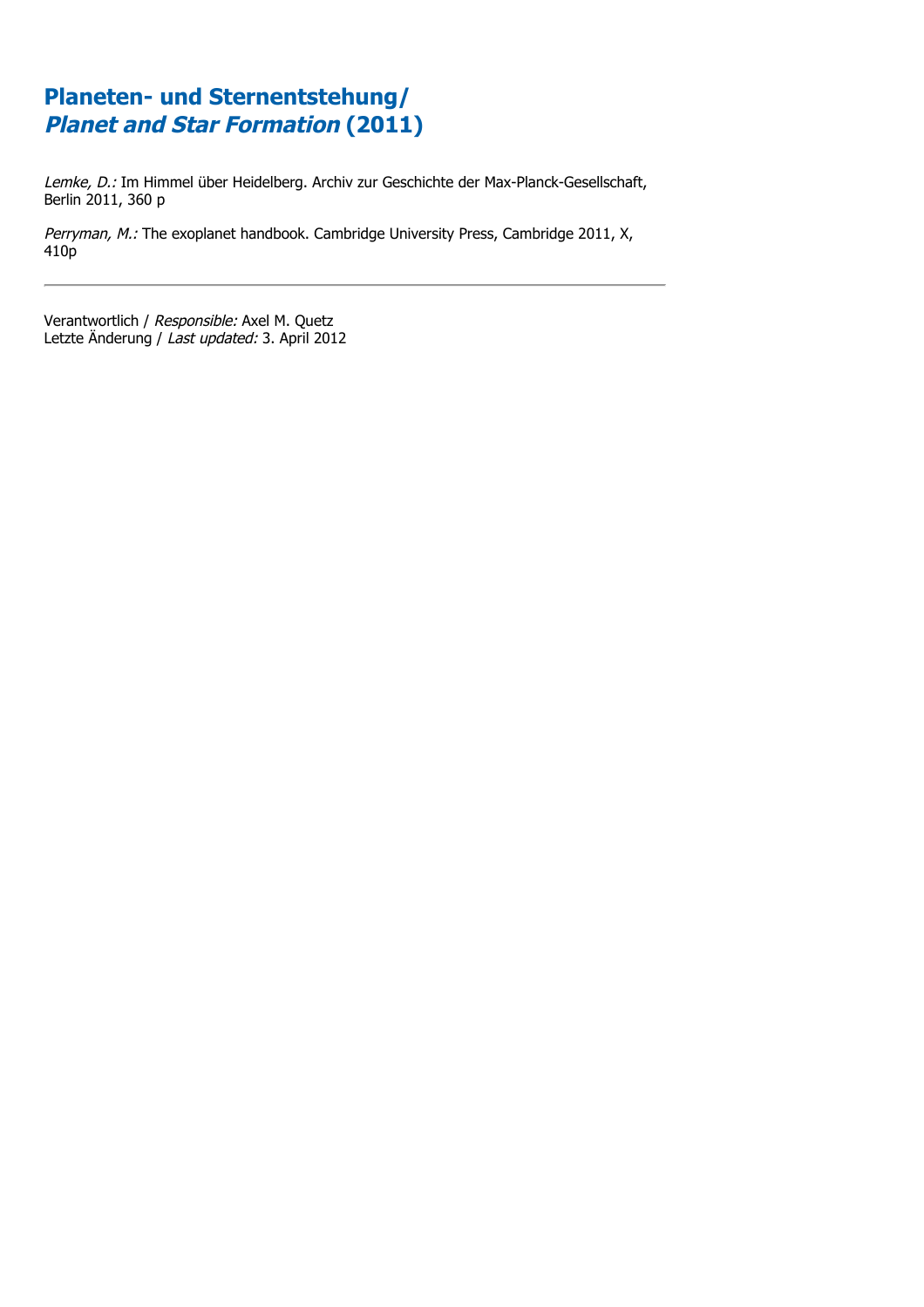# Planeten- und Sternentstehung/ *Planet and Star Formation* (2011)

*Lemke, D.:* Im Himmel über Heidelberg. Archiv zur Geschichte der Max-Planck-Gesellschaft, Berlin 2011, 360 p

*Perryman, M.:* The exoplanet handbook. Cambridge University Press, Cambridge 2011, X, 410p

---

Verantwortlich / *Responsible:* Axel M. Quetz
Letzte Änderung / *Last updated:* 3. April 2012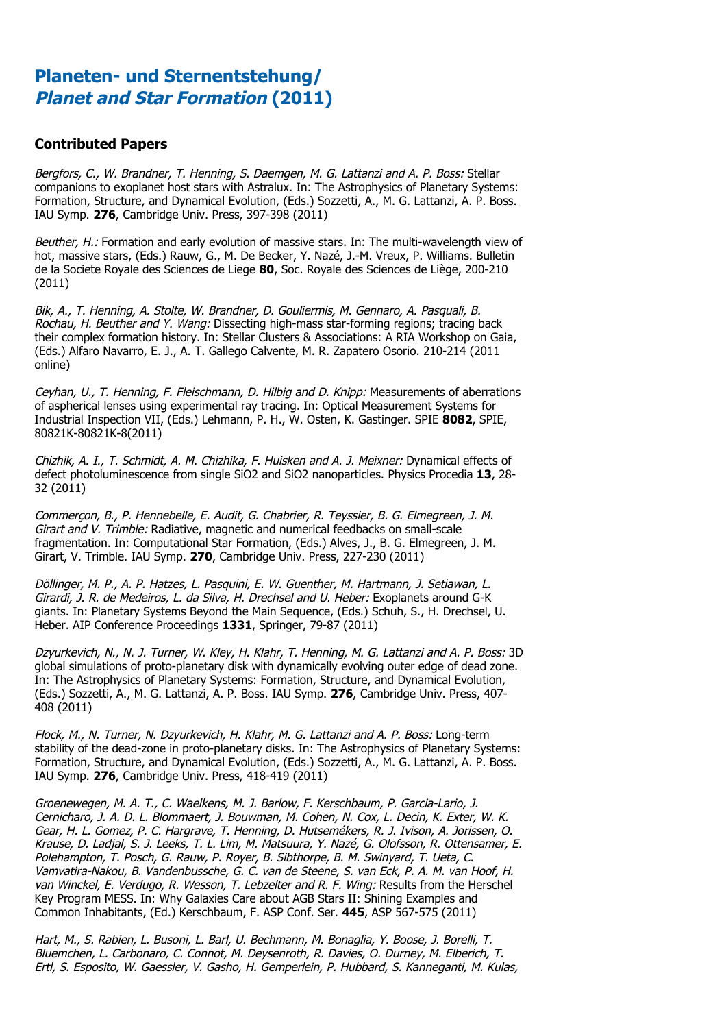# Planeten- und Sternentstehung/ *Planet and Star Formation* (2011)

## Contributed Papers

*Bergfors, C., W. Brandner, T. Henning, S. Daemgen, M. G. Lattanzi and A. P. Boss:* Stellar companions to exoplanet host stars with Astralux. In: The Astrophysics of Planetary Systems: Formation, Structure, and Dynamical Evolution, (Eds.) Sozzetti, A., M. G. Lattanzi, A. P. Boss. IAU Symp. **276**, Cambridge Univ. Press, 397-398 (2011)

*Beuther, H.:* Formation and early evolution of massive stars. In: The multi-wavelength view of hot, massive stars, (Eds.) Rauw, G., M. De Becker, Y. Nazé, J.-M. Vreux, P. Williams. Bulletin de la Societe Royale des Sciences de Liege **80**, Soc. Royale des Sciences de Liège, 200-210 (2011)

*Bik, A., T. Henning, A. Stolte, W. Brandner, D. Gouliermis, M. Gennaro, A. Pasquali, B. Rochau, H. Beuther and Y. Wang:* Dissecting high-mass star-forming regions; tracing back their complex formation history. In: Stellar Clusters & Associations: A RIA Workshop on Gaia, (Eds.) Alfaro Navarro, E. J., A. T. Gallego Calvente, M. R. Zapatero Osorio. 210-214 (2011 online)

*Ceyhan, U., T. Henning, F. Fleischmann, D. Hilbig and D. Knipp:* Measurements of aberrations of aspherical lenses using experimental ray tracing. In: Optical Measurement Systems for Industrial Inspection VII, (Eds.) Lehmann, P. H., W. Osten, K. Gastinger. SPIE **8082**, SPIE, 80821K-80821K-8(2011)

*Chizhik, A. I., T. Schmidt, A. M. Chizhika, F. Huisken and A. J. Meixner:* Dynamical effects of defect photoluminescence from single SiO2 and SiO2 nanoparticles. Physics Procedia **13**, 28-32 (2011)

*Commerçon, B., P. Hennebelle, E. Audit, G. Chabrier, R. Teyssier, B. G. Elmegreen, J. M. Girart and V. Trimble:* Radiative, magnetic and numerical feedbacks on small-scale fragmentation. In: Computational Star Formation, (Eds.) Alves, J., B. G. Elmegreen, J. M. Girart, V. Trimble. IAU Symp. **270**, Cambridge Univ. Press, 227-230 (2011)

*Döllinger, M. P., A. P. Hatzes, L. Pasquini, E. W. Guenther, M. Hartmann, J. Setiawan, L. Girardi, J. R. de Medeiros, L. da Silva, H. Drechsel and U. Heber:* Exoplanets around G-K giants. In: Planetary Systems Beyond the Main Sequence, (Eds.) Schuh, S., H. Drechsel, U. Heber. AIP Conference Proceedings **1331**, Springer, 79-87 (2011)

*Dzyurkevich, N., N. J. Turner, W. Kley, H. Klahr, T. Henning, M. G. Lattanzi and A. P. Boss:* 3D global simulations of proto-planetary disk with dynamically evolving outer edge of dead zone. In: The Astrophysics of Planetary Systems: Formation, Structure, and Dynamical Evolution, (Eds.) Sozzetti, A., M. G. Lattanzi, A. P. Boss. IAU Symp. **276**, Cambridge Univ. Press, 407-408 (2011)

*Flock, M., N. Turner, N. Dzyurkevich, H. Klahr, M. G. Lattanzi and A. P. Boss:* Long-term stability of the dead-zone in proto-planetary disks. In: The Astrophysics of Planetary Systems: Formation, Structure, and Dynamical Evolution, (Eds.) Sozzetti, A., M. G. Lattanzi, A. P. Boss. IAU Symp. **276**, Cambridge Univ. Press, 418-419 (2011)

*Groenewegen, M. A. T., C. Waelkens, M. J. Barlow, F. Kerschbaum, P. Garcia-Lario, J. Cernicharo, J. A. D. L. Blommaert, J. Bouwman, M. Cohen, N. Cox, L. Decin, K. Exter, W. K. Gear, H. L. Gomez, P. C. Hargrave, T. Henning, D. Hutsemékers, R. J. Ivison, A. Jorissen, O. Krause, D. Ladjal, S. J. Leeks, T. L. Lim, M. Matsuura, Y. Nazé, G. Olofsson, R. Ottensamer, E. Polehampton, T. Posch, G. Rauw, P. Royer, B. Sibthorpe, B. M. Swinyard, T. Ueta, C. Vamvatira-Nakou, B. Vandenbussche, G. C. van de Steene, S. van Eck, P. A. M. van Hoof, H. van Winckel, E. Verdugo, R. Wesson, T. Lebzelter and R. F. Wing:* Results from the Herschel Key Program MESS. In: Why Galaxies Care about AGB Stars II: Shining Examples and Common Inhabitants, (Ed.) Kerschbaum, F. ASP Conf. Ser. **445**, ASP 567-575 (2011)

*Hart, M., S. Rabien, L. Busoni, L. Barl, U. Bechmann, M. Bonaglia, Y. Boose, J. Borelli, T. Bluemchen, L. Carbonaro, C. Connot, M. Deysenroth, R. Davies, O. Durney, M. Elberich, T. Ertl, S. Esposito, W. Gaessler, V. Gasho, H. Gemperlein, P. Hubbard, S. Kanneganti, M. Kulas,*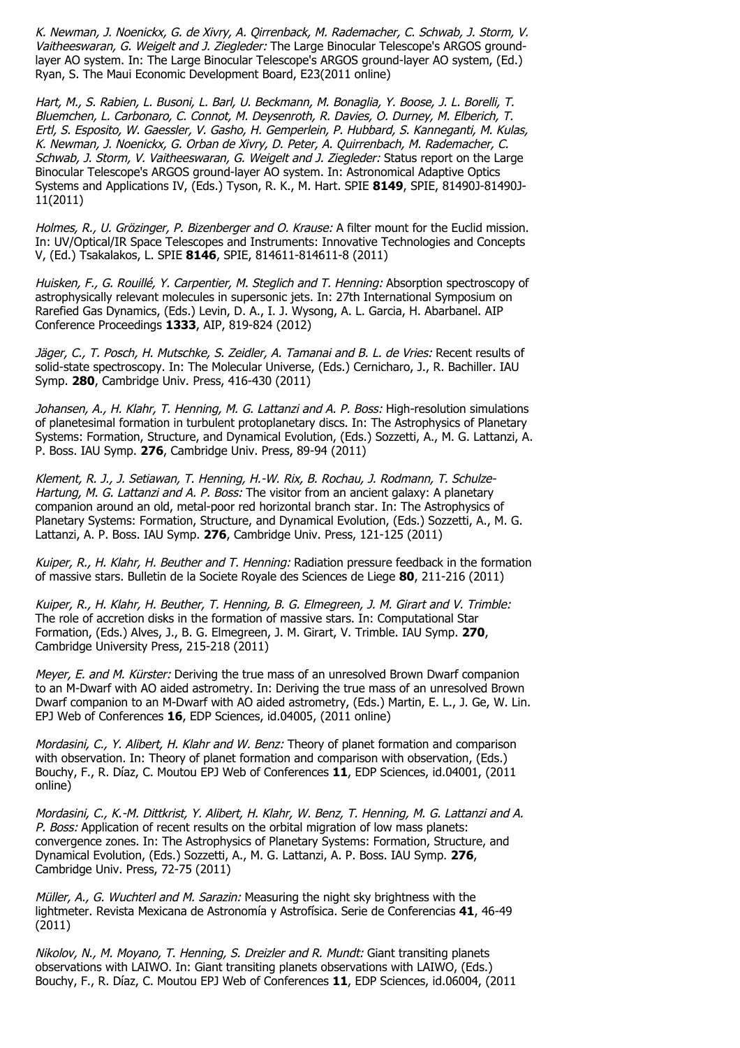*K. Newman, J. Noenickx, G. de Xivry, A. Qirrenback, M. Rademacher, C. Schwab, J. Storm, V. Vaitheeswaran, G. Weigelt and J. Ziegleder:* The Large Binocular Telescope's ARGOS ground-layer AO system. In: The Large Binocular Telescope's ARGOS ground-layer AO system, (Ed.) Ryan, S. The Maui Economic Development Board, E23(2011 online)

*Hart, M., S. Rabien, L. Busoni, L. Barl, U. Beckmann, M. Bonaglia, Y. Boose, J. L. Borelli, T. Bluemchen, L. Carbonaro, C. Connot, M. Deysenroth, R. Davies, O. Durney, M. Elberich, T. Ertl, S. Esposito, W. Gaessler, V. Gasho, H. Gemperlein, P. Hubbard, S. Kanneganti, M. Kulas, K. Newman, J. Noenickx, G. Orban de Xivry, D. Peter, A. Quirrenbach, M. Rademacher, C. Schwab, J. Storm, V. Vaitheeswaran, G. Weigelt and J. Ziegleder:* Status report on the Large Binocular Telescope's ARGOS ground-layer AO system. In: Astronomical Adaptive Optics Systems and Applications IV, (Eds.) Tyson, R. K., M. Hart. SPIE **8149**, SPIE, 81490J-81490J-11(2011)

*Holmes, R., U. Grözinger, P. Bizenberger and O. Krause:* A filter mount for the Euclid mission. In: UV/Optical/IR Space Telescopes and Instruments: Innovative Technologies and Concepts V, (Ed.) Tsakalakos, L. SPIE **8146**, SPIE, 814611-814611-8 (2011)

*Huisken, F., G. Rouillé, Y. Carpentier, M. Steglich and T. Henning:* Absorption spectroscopy of astrophysically relevant molecules in supersonic jets. In: 27th International Symposium on Rarefied Gas Dynamics, (Eds.) Levin, D. A., I. J. Wysong, A. L. Garcia, H. Abarbanel. AIP Conference Proceedings **1333**, AIP, 819-824 (2012)

*Jäger, C., T. Posch, H. Mutschke, S. Zeidler, A. Tamanai and B. L. de Vries:* Recent results of solid-state spectroscopy. In: The Molecular Universe, (Eds.) Cernicharo, J., R. Bachiller. IAU Symp. **280**, Cambridge Univ. Press, 416-430 (2011)

*Johansen, A., H. Klahr, T. Henning, M. G. Lattanzi and A. P. Boss:* High-resolution simulations of planetesimal formation in turbulent protoplanetary discs. In: The Astrophysics of Planetary Systems: Formation, Structure, and Dynamical Evolution, (Eds.) Sozzetti, A., M. G. Lattanzi, A. P. Boss. IAU Symp. **276**, Cambridge Univ. Press, 89-94 (2011)

*Klement, R. J., J. Setiawan, T. Henning, H.-W. Rix, B. Rochau, J. Rodmann, T. Schulze-Hartung, M. G. Lattanzi and A. P. Boss:* The visitor from an ancient galaxy: A planetary companion around an old, metal-poor red horizontal branch star. In: The Astrophysics of Planetary Systems: Formation, Structure, and Dynamical Evolution, (Eds.) Sozzetti, A., M. G. Lattanzi, A. P. Boss. IAU Symp. **276**, Cambridge Univ. Press, 121-125 (2011)

*Kuiper, R., H. Klahr, H. Beuther and T. Henning:* Radiation pressure feedback in the formation of massive stars. Bulletin de la Societe Royale des Sciences de Liege **80**, 211-216 (2011)

*Kuiper, R., H. Klahr, H. Beuther, T. Henning, B. G. Elmegreen, J. M. Girart and V. Trimble:* The role of accretion disks in the formation of massive stars. In: Computational Star Formation, (Eds.) Alves, J., B. G. Elmegreen, J. M. Girart, V. Trimble. IAU Symp. **270**, Cambridge University Press, 215-218 (2011)

*Meyer, E. and M. Kürster:* Deriving the true mass of an unresolved Brown Dwarf companion to an M-Dwarf with AO aided astrometry. In: Deriving the true mass of an unresolved Brown Dwarf companion to an M-Dwarf with AO aided astrometry, (Eds.) Martin, E. L., J. Ge, W. Lin. EPJ Web of Conferences **16**, EDP Sciences, id.04005, (2011 online)

*Mordasini, C., Y. Alibert, H. Klahr and W. Benz:* Theory of planet formation and comparison with observation. In: Theory of planet formation and comparison with observation, (Eds.) Bouchy, F., R. Díaz, C. Moutou EPJ Web of Conferences **11**, EDP Sciences, id.04001, (2011 online)

*Mordasini, C., K.-M. Dittkrist, Y. Alibert, H. Klahr, W. Benz, T. Henning, M. G. Lattanzi and A. P. Boss:* Application of recent results on the orbital migration of low mass planets: convergence zones. In: The Astrophysics of Planetary Systems: Formation, Structure, and Dynamical Evolution, (Eds.) Sozzetti, A., M. G. Lattanzi, A. P. Boss. IAU Symp. **276**, Cambridge Univ. Press, 72-75 (2011)

*Müller, A., G. Wuchterl and M. Sarazin:* Measuring the night sky brightness with the lightmeter. Revista Mexicana de Astronomía y Astrofísica. Serie de Conferencias **41**, 46-49 (2011)

*Nikolov, N., M. Moyano, T. Henning, S. Dreizler and R. Mundt:* Giant transiting planets observations with LAIWO. In: Giant transiting planets observations with LAIWO, (Eds.) Bouchy, F., R. Díaz, C. Moutou EPJ Web of Conferences **11**, EDP Sciences, id.06004, (2011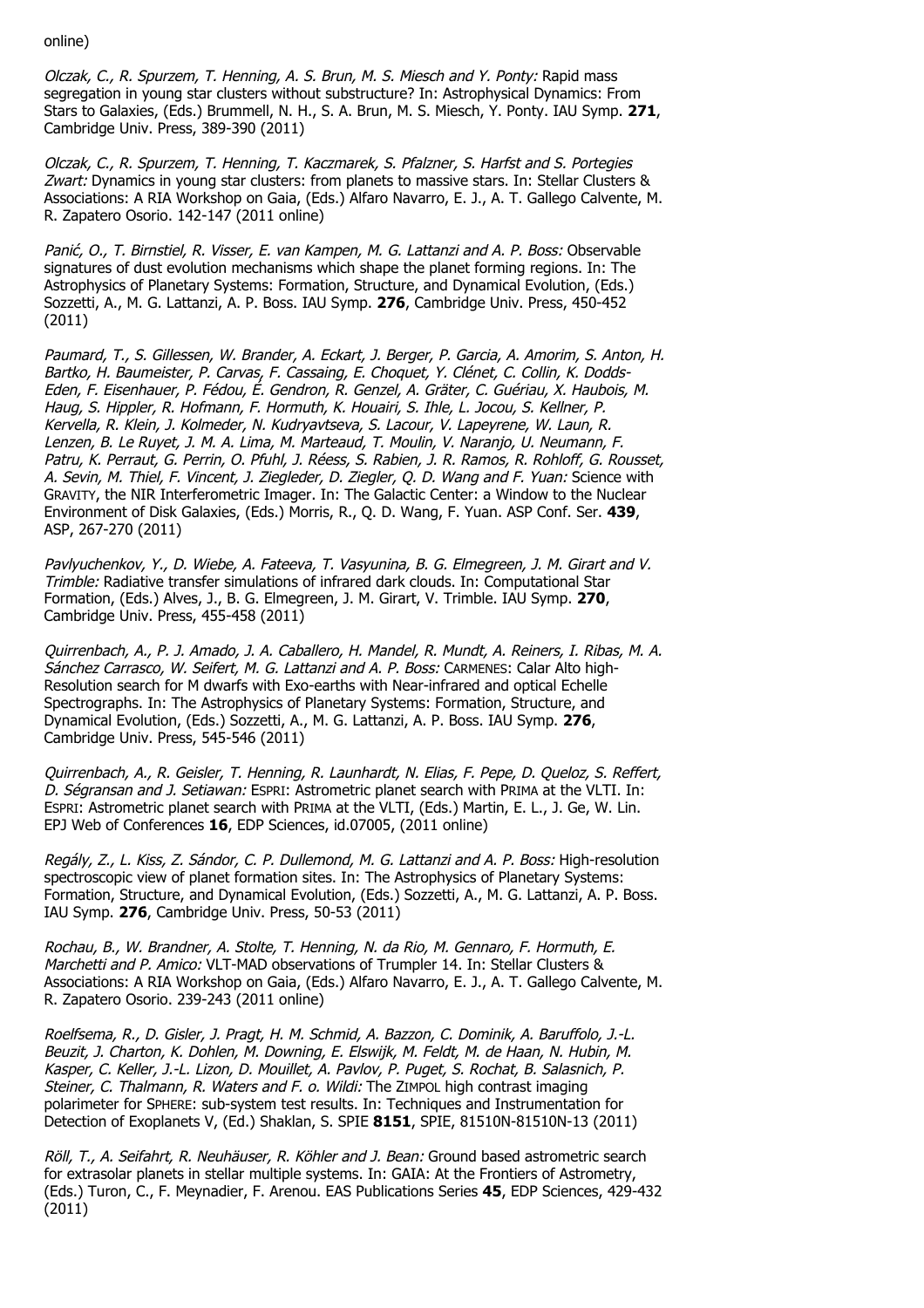online)

*Olczak, C., R. Spurzem, T. Henning, A. S. Brun, M. S. Miesch and Y. Ponty:* Rapid mass segregation in young star clusters without substructure? In: Astrophysical Dynamics: From Stars to Galaxies, (Eds.) Brummell, N. H., S. A. Brun, M. S. Miesch, Y. Ponty. IAU Symp. **271**, Cambridge Univ. Press, 389-390 (2011)

*Olczak, C., R. Spurzem, T. Henning, T. Kaczmarek, S. Pfalzner, S. Harfst and S. Portegies Zwart:* Dynamics in young star clusters: from planets to massive stars. In: Stellar Clusters & Associations: A RIA Workshop on Gaia, (Eds.) Alfaro Navarro, E. J., A. T. Gallego Calvente, M. R. Zapatero Osorio. 142-147 (2011 online)

*Panić, O., T. Birnstiel, R. Visser, E. van Kampen, M. G. Lattanzi and A. P. Boss:* Observable signatures of dust evolution mechanisms which shape the planet forming regions. In: The Astrophysics of Planetary Systems: Formation, Structure, and Dynamical Evolution, (Eds.) Sozzetti, A., M. G. Lattanzi, A. P. Boss. IAU Symp. **276**, Cambridge Univ. Press, 450-452 (2011)

*Paumard, T., S. Gillessen, W. Brander, A. Eckart, J. Berger, P. Garcia, A. Amorim, S. Anton, H. Bartko, H. Baumeister, P. Carvas, F. Cassaing, E. Choquet, Y. Clénet, C. Collin, K. Dodds-Eden, F. Eisenhauer, P. Fédou, É. Gendron, R. Genzel, A. Gräter, C. Guériau, X. Haubois, M. Haug, S. Hippler, R. Hofmann, F. Hormuth, K. Houairi, S. Ihle, L. Jocou, S. Kellner, P. Kervella, R. Klein, J. Kolmeder, N. Kudryavtseva, S. Lacour, V. Lapeyrene, W. Laun, R. Lenzen, B. Le Ruyet, J. M. A. Lima, M. Marteaud, T. Moulin, V. Naranjo, U. Neumann, F. Patru, K. Perraut, G. Perrin, O. Pfuhl, J. Réess, S. Rabien, J. R. Ramos, R. Rohloff, G. Rousset, A. Sevin, M. Thiel, F. Vincent, J. Ziegleder, D. Ziegler, Q. D. Wang and F. Yuan:* Science with GRAVITY, the NIR Interferometric Imager. In: The Galactic Center: a Window to the Nuclear Environment of Disk Galaxies, (Eds.) Morris, R., Q. D. Wang, F. Yuan. ASP Conf. Ser. **439**, ASP, 267-270 (2011)

*Pavlyuchenkov, Y., D. Wiebe, A. Fateeva, T. Vasyunina, B. G. Elmegreen, J. M. Girart and V. Trimble:* Radiative transfer simulations of infrared dark clouds. In: Computational Star Formation, (Eds.) Alves, J., B. G. Elmegreen, J. M. Girart, V. Trimble. IAU Symp. **270**, Cambridge Univ. Press, 455-458 (2011)

*Quirrenbach, A., P. J. Amado, J. A. Caballero, H. Mandel, R. Mundt, A. Reiners, I. Ribas, M. A. Sánchez Carrasco, W. Seifert, M. G. Lattanzi and A. P. Boss:* CARMENES: Calar Alto high-Resolution search for M dwarfs with Exo-earths with Near-infrared and optical Echelle Spectrographs. In: The Astrophysics of Planetary Systems: Formation, Structure, and Dynamical Evolution, (Eds.) Sozzetti, A., M. G. Lattanzi, A. P. Boss. IAU Symp. **276**, Cambridge Univ. Press, 545-546 (2011)

*Quirrenbach, A., R. Geisler, T. Henning, R. Launhardt, N. Elias, F. Pepe, D. Queloz, S. Reffert, D. Ségransan and J. Setiawan:* ESPRI: Astrometric planet search with PRIMA at the VLTI. In: ESPRI: Astrometric planet search with PRIMA at the VLTI, (Eds.) Martin, E. L., J. Ge, W. Lin. EPJ Web of Conferences **16**, EDP Sciences, id.07005, (2011 online)

*Regály, Z., L. Kiss, Z. Sándor, C. P. Dullemond, M. G. Lattanzi and A. P. Boss:* High-resolution spectroscopic view of planet formation sites. In: The Astrophysics of Planetary Systems: Formation, Structure, and Dynamical Evolution, (Eds.) Sozzetti, A., M. G. Lattanzi, A. P. Boss. IAU Symp. **276**, Cambridge Univ. Press, 50-53 (2011)

*Rochau, B., W. Brandner, A. Stolte, T. Henning, N. da Rio, M. Gennaro, F. Hormuth, E. Marchetti and P. Amico:* VLT-MAD observations of Trumpler 14. In: Stellar Clusters & Associations: A RIA Workshop on Gaia, (Eds.) Alfaro Navarro, E. J., A. T. Gallego Calvente, M. R. Zapatero Osorio. 239-243 (2011 online)

*Roelfsema, R., D. Gisler, J. Pragt, H. M. Schmid, A. Bazzon, C. Dominik, A. Baruffolo, J.-L. Beuzit, J. Charton, K. Dohlen, M. Downing, E. Elswijk, M. Feldt, M. de Haan, N. Hubin, M. Kasper, C. Keller, J.-L. Lizon, D. Mouillet, A. Pavlov, P. Puget, S. Rochat, B. Salasnich, P. Steiner, C. Thalmann, R. Waters and F. o. Wildi:* The ZIMPOL high contrast imaging polarimeter for SPHERE: sub-system test results. In: Techniques and Instrumentation for Detection of Exoplanets V, (Ed.) Shaklan, S. SPIE **8151**, SPIE, 81510N-81510N-13 (2011)

*Röll, T., A. Seifahrt, R. Neuhäuser, R. Köhler and J. Bean:* Ground based astrometric search for extrasolar planets in stellar multiple systems. In: GAIA: At the Frontiers of Astrometry, (Eds.) Turon, C., F. Meynadier, F. Arenou. EAS Publications Series **45**, EDP Sciences, 429-432 (2011)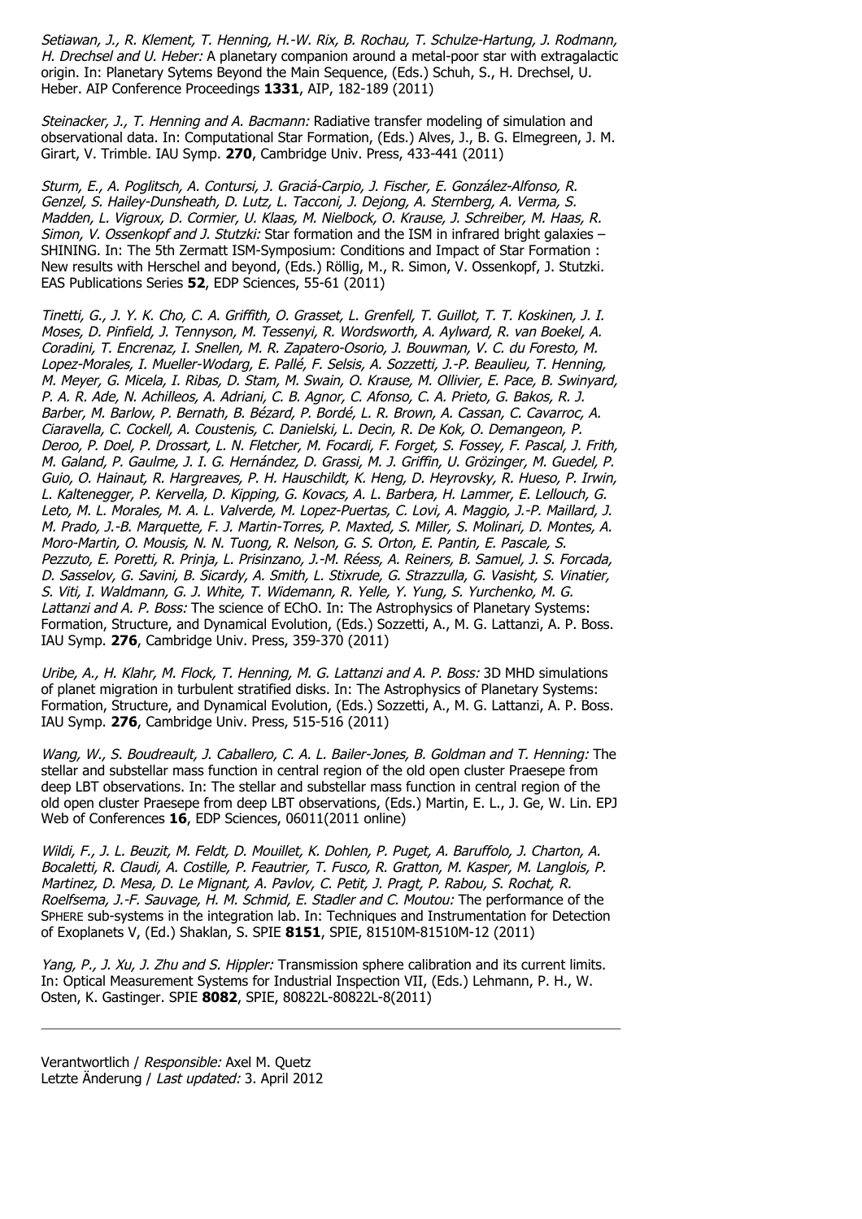*Setiawan, J., R. Klement, T. Henning, H.-W. Rix, B. Rochau, T. Schulze-Hartung, J. Rodmann, H. Drechsel and U. Heber:* A planetary companion around a metal-poor star with extragalactic origin. In: Planetary Sytems Beyond the Main Sequence, (Eds.) Schuh, S., H. Drechsel, U. Heber. AIP Conference Proceedings **1331**, AIP, 182-189 (2011)

*Steinacker, J., T. Henning and A. Bacmann:* Radiative transfer modeling of simulation and observational data. In: Computational Star Formation, (Eds.) Alves, J., B. G. Elmegreen, J. M. Girart, V. Trimble. IAU Symp. **270**, Cambridge Univ. Press, 433-441 (2011)

*Sturm, E., A. Poglitsch, A. Contursi, J. Graciá-Carpio, J. Fischer, E. González-Alfonso, R. Genzel, S. Hailey-Dunsheath, D. Lutz, L. Tacconi, J. Dejong, A. Sternberg, A. Verma, S. Madden, L. Vigroux, D. Cormier, U. Klaas, M. Nielbock, O. Krause, J. Schreiber, M. Haas, R. Simon, V. Ossenkopf and J. Stutzki:* Star formation and the ISM in infrared bright galaxies – SHINING. In: The 5th Zermatt ISM-Symposium: Conditions and Impact of Star Formation : New results with Herschel and beyond, (Eds.) Röllig, M., R. Simon, V. Ossenkopf, J. Stutzki. EAS Publications Series **52**, EDP Sciences, 55-61 (2011)

*Tinetti, G., J. Y. K. Cho, C. A. Griffith, O. Grasset, L. Grenfell, T. Guillot, T. T. Koskinen, J. I. Moses, D. Pinfield, J. Tennyson, M. Tessenyi, R. Wordsworth, A. Aylward, R. van Boekel, A. Coradini, T. Encrenaz, I. Snellen, M. R. Zapatero-Osorio, J. Bouwman, V. C. du Foresto, M. Lopez-Morales, I. Mueller-Wodarg, E. Pallé, F. Selsis, A. Sozzetti, J.-P. Beaulieu, T. Henning, M. Meyer, G. Micela, I. Ribas, D. Stam, M. Swain, O. Krause, M. Ollivier, E. Pace, B. Swinyard, P. A. R. Ade, N. Achilleos, A. Adriani, C. B. Agnor, C. Afonso, C. A. Prieto, G. Bakos, R. J. Barber, M. Barlow, P. Bernath, B. Bézard, P. Bordé, L. R. Brown, A. Cassan, C. Cavarroc, A. Ciaravella, C. Cockell, A. Coustenis, C. Danielski, L. Decin, R. De Kok, O. Demangeon, P. Deroo, P. Doel, P. Drossart, L. N. Fletcher, M. Focardi, F. Forget, S. Fossey, F. Pascal, J. Frith, M. Galand, P. Gaulme, J. I. G. Hernández, D. Grassi, M. J. Griffin, U. Grözinger, M. Guedel, P. Guio, O. Hainaut, R. Hargreaves, P. H. Hauschildt, K. Heng, D. Heyrovsky, R. Hueso, P. Irwin, L. Kaltenegger, P. Kervella, D. Kipping, G. Kovacs, A. L. Barbera, H. Lammer, E. Lellouch, G. Leto, M. L. Morales, M. A. L. Valverde, M. Lopez-Puertas, C. Lovi, A. Maggio, J.-P. Maillard, J. M. Prado, J.-B. Marquette, F. J. Martin-Torres, P. Maxted, S. Miller, S. Molinari, D. Montes, A. Moro-Martin, O. Mousis, N. N. Tuong, R. Nelson, G. S. Orton, E. Pantin, E. Pascale, S. Pezzuto, E. Poretti, R. Prinja, L. Prisinzano, J.-M. Réess, A. Reiners, B. Samuel, J. S. Forcada, D. Sasselov, G. Savini, B. Sicardy, A. Smith, L. Stixrude, G. Strazzulla, G. Vasisht, S. Vinatier, S. Viti, I. Waldmann, G. J. White, T. Widemann, R. Yelle, Y. Yung, S. Yurchenko, M. G. Lattanzi and A. P. Boss:* The science of EChO. In: The Astrophysics of Planetary Systems: Formation, Structure, and Dynamical Evolution, (Eds.) Sozzetti, A., M. G. Lattanzi, A. P. Boss. IAU Symp. **276**, Cambridge Univ. Press, 359-370 (2011)

*Uribe, A., H. Klahr, M. Flock, T. Henning, M. G. Lattanzi and A. P. Boss:* 3D MHD simulations of planet migration in turbulent stratified disks. In: The Astrophysics of Planetary Systems: Formation, Structure, and Dynamical Evolution, (Eds.) Sozzetti, A., M. G. Lattanzi, A. P. Boss. IAU Symp. **276**, Cambridge Univ. Press, 515-516 (2011)

*Wang, W., S. Boudreault, J. Caballero, C. A. L. Bailer-Jones, B. Goldman and T. Henning:* The stellar and substellar mass function in central region of the old open cluster Praesepe from deep LBT observations. In: The stellar and substellar mass function in central region of the old open cluster Praesepe from deep LBT observations, (Eds.) Martin, E. L., J. Ge, W. Lin. EPJ Web of Conferences **16**, EDP Sciences, 06011(2011 online)

*Wildi, F., J. L. Beuzit, M. Feldt, D. Mouillet, K. Dohlen, P. Puget, A. Baruffolo, J. Charton, A. Bocaletti, R. Claudi, A. Costille, P. Feautrier, T. Fusco, R. Gratton, M. Kasper, M. Langlois, P. Martinez, D. Mesa, D. Le Mignant, A. Pavlov, C. Petit, J. Pragt, P. Rabou, S. Rochat, R. Roelfsema, J.-F. Sauvage, H. M. Schmid, E. Stadler and C. Moutou:* The performance of the SPHERE sub-systems in the integration lab. In: Techniques and Instrumentation for Detection of Exoplanets V, (Ed.) Shaklan, S. SPIE **8151**, SPIE, 81510M-81510M-12 (2011)

*Yang, P., J. Xu, J. Zhu and S. Hippler:* Transmission sphere calibration and its current limits. In: Optical Measurement Systems for Industrial Inspection VII, (Eds.) Lehmann, P. H., W. Osten, K. Gastinger. SPIE **8082**, SPIE, 80822L-80822L-8(2011)

---

Verantwortlich / *Responsible:* Axel M. Quetz
Letzte Änderung / *Last updated:* 3. April 2012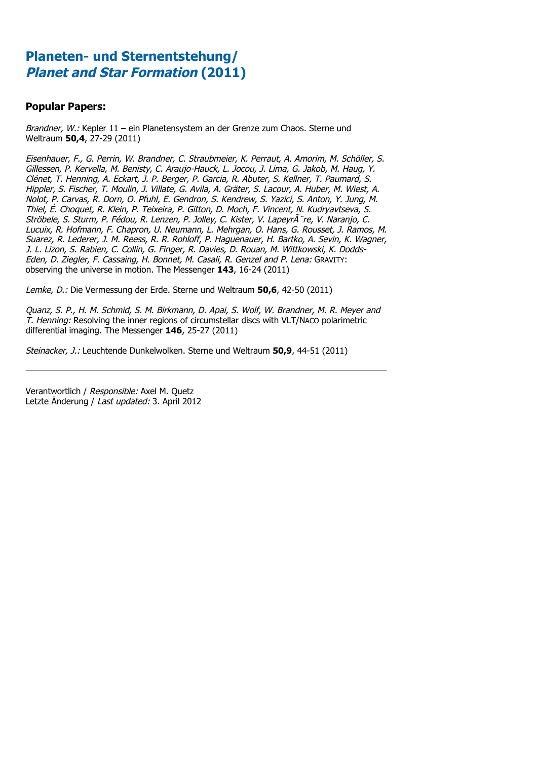# Planeten- und Sternentstehung/ *Planet and Star Formation* (2011)

## Popular Papers:

*Brandner, W.:* Kepler 11 – ein Planetensystem an der Grenze zum Chaos. Sterne und Weltraum **50,4**, 27-29 (2011)

*Eisenhauer, F., G. Perrin, W. Brandner, C. Straubmeier, K. Perraut, A. Amorim, M. Schöller, S. Gillessen, P. Kervella, M. Benisty, C. Araujo-Hauck, L. Jocou, J. Lima, G. Jakob, M. Haug, Y. Clénet, T. Henning, A. Eckart, J. P. Berger, P. Garcia, R. Abuter, S. Kellner, T. Paumard, S. Hippler, S. Fischer, T. Moulin, J. Villate, G. Avila, A. Gräter, S. Lacour, A. Huber, M. Wiest, A. Nolot, P. Carvas, R. Dorn, O. Pfuhl, E. Gendron, S. Kendrew, S. Yazici, S. Anton, Y. Jung, M. Thiel, É. Choquet, R. Klein, P. Teixeira, P. Gitton, D. Moch, F. Vincent, N. Kudryavtseva, S. Ströbele, S. Sturm, P. Fédou, R. Lenzen, P. Jolley, C. Kister, V. LapeyrÃ¨re, V. Naranjo, C. Lucuix, R. Hofmann, F. Chapron, U. Neumann, L. Mehrgan, O. Hans, G. Rousset, J. Ramos, M. Suarez, R. Lederer, J. M. Reess, R. R. Rohloff, P. Haguenauer, H. Bartko, A. Sevin, K. Wagner, J. L. Lizon, S. Rabien, C. Collin, G. Finger, R. Davies, D. Rouan, M. Wittkowski, K. Dodds-Eden, D. Ziegler, F. Cassaing, H. Bonnet, M. Casali, R. Genzel and P. Lena:* GRAVITY: observing the universe in motion. The Messenger **143**, 16-24 (2011)

*Lemke, D.:* Die Vermessung der Erde. Sterne und Weltraum **50,6**, 42-50 (2011)

*Quanz, S. P., H. M. Schmid, S. M. Birkmann, D. Apai, S. Wolf, W. Brandner, M. R. Meyer and T. Henning:* Resolving the inner regions of circumstellar discs with VLT/NACO polarimetric differential imaging. The Messenger **146**, 25-27 (2011)

*Steinacker, J.:* Leuchtende Dunkelwolken. Sterne und Weltraum **50,9**, 44-51 (2011)

---

Verantwortlich / *Responsible:* Axel M. Quetz
Letzte Änderung / *Last updated:* 3. April 2012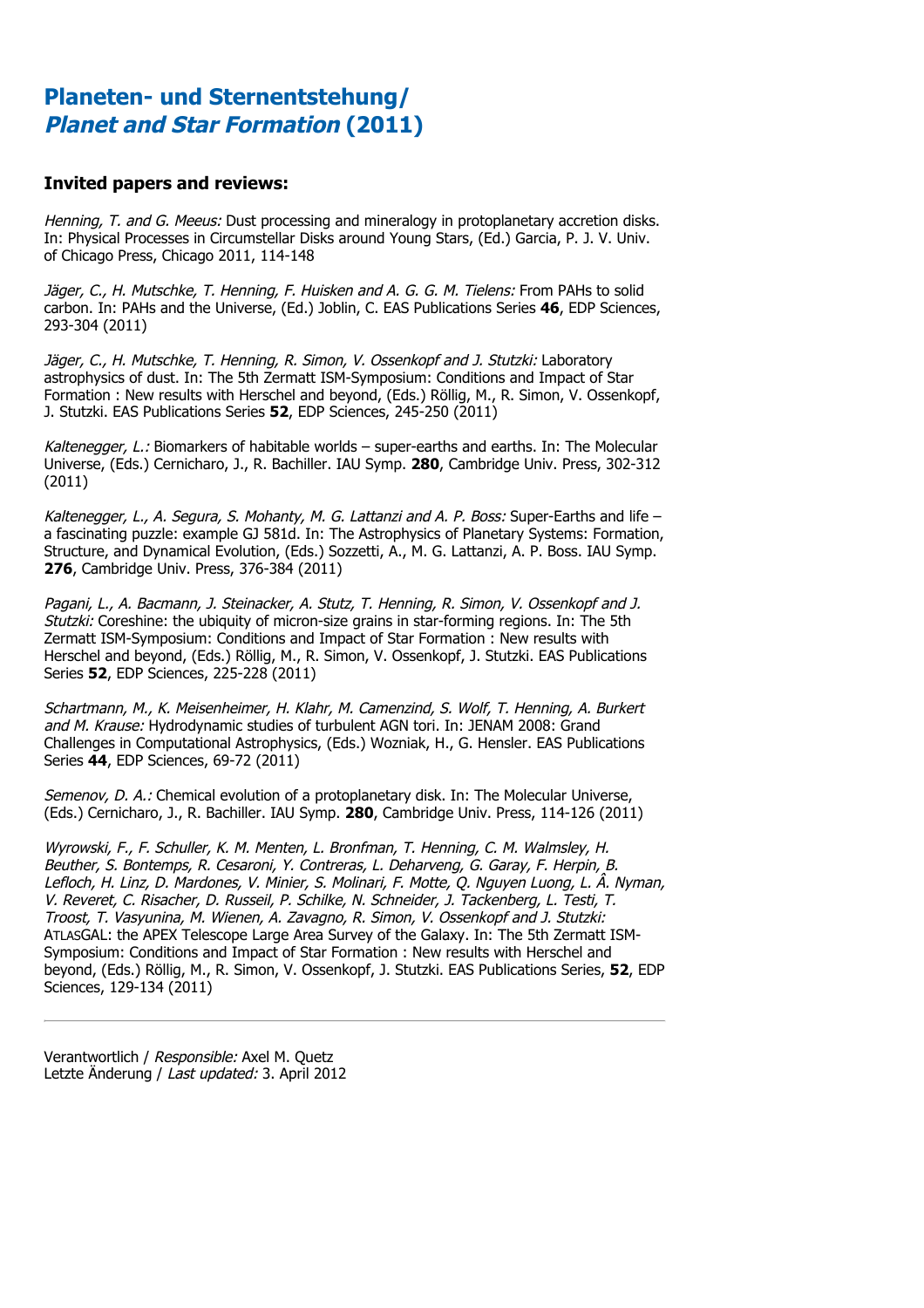# **Planeten- und Sternentstehung/** ***Planet and Star Formation* (2011)**

### Invited papers and reviews:

*Henning, T. and G. Meeus:* Dust processing and mineralogy in protoplanetary accretion disks. In: Physical Processes in Circumstellar Disks around Young Stars, (Ed.) Garcia, P. J. V. Univ. of Chicago Press, Chicago 2011, 114-148

*Jäger, C., H. Mutschke, T. Henning, F. Huisken and A. G. G. M. Tielens:* From PAHs to solid carbon. In: PAHs and the Universe, (Ed.) Joblin, C. EAS Publications Series **46**, EDP Sciences, 293-304 (2011)

*Jäger, C., H. Mutschke, T. Henning, R. Simon, V. Ossenkopf and J. Stutzki:* Laboratory astrophysics of dust. In: The 5th Zermatt ISM-Symposium: Conditions and Impact of Star Formation : New results with Herschel and beyond, (Eds.) Röllig, M., R. Simon, V. Ossenkopf, J. Stutzki. EAS Publications Series **52**, EDP Sciences, 245-250 (2011)

*Kaltenegger, L.:* Biomarkers of habitable worlds – super-earths and earths. In: The Molecular Universe, (Eds.) Cernicharo, J., R. Bachiller. IAU Symp. **280**, Cambridge Univ. Press, 302-312 (2011)

*Kaltenegger, L., A. Segura, S. Mohanty, M. G. Lattanzi and A. P. Boss:* Super-Earths and life – a fascinating puzzle: example GJ 581d. In: The Astrophysics of Planetary Systems: Formation, Structure, and Dynamical Evolution, (Eds.) Sozzetti, A., M. G. Lattanzi, A. P. Boss. IAU Symp. **276**, Cambridge Univ. Press, 376-384 (2011)

*Pagani, L., A. Bacmann, J. Steinacker, A. Stutz, T. Henning, R. Simon, V. Ossenkopf and J. Stutzki:* Coreshine: the ubiquity of micron-size grains in star-forming regions. In: The 5th Zermatt ISM-Symposium: Conditions and Impact of Star Formation : New results with Herschel and beyond, (Eds.) Röllig, M., R. Simon, V. Ossenkopf, J. Stutzki. EAS Publications Series **52**, EDP Sciences, 225-228 (2011)

*Schartmann, M., K. Meisenheimer, H. Klahr, M. Camenzind, S. Wolf, T. Henning, A. Burkert and M. Krause:* Hydrodynamic studies of turbulent AGN tori. In: JENAM 2008: Grand Challenges in Computational Astrophysics, (Eds.) Wozniak, H., G. Hensler. EAS Publications Series **44**, EDP Sciences, 69-72 (2011)

*Semenov, D. A.:* Chemical evolution of a protoplanetary disk. In: The Molecular Universe, (Eds.) Cernicharo, J., R. Bachiller. IAU Symp. **280**, Cambridge Univ. Press, 114-126 (2011)

*Wyrowski, F., F. Schuller, K. M. Menten, L. Bronfman, T. Henning, C. M. Walmsley, H. Beuther, S. Bontemps, R. Cesaroni, Y. Contreras, L. Deharveng, G. Garay, F. Herpin, B. Lefloch, H. Linz, D. Mardones, V. Minier, S. Molinari, F. Motte, Q. Nguyen Luong, L. Â. Nyman, V. Reveret, C. Risacher, D. Russeil, P. Schilke, N. Schneider, J. Tackenberg, L. Testi, T. Troost, T. Vasyunina, M. Wienen, A. Zavagno, R. Simon, V. Ossenkopf and J. Stutzki:* ATLASGAL: the APEX Telescope Large Area Survey of the Galaxy. In: The 5th Zermatt ISM-Symposium: Conditions and Impact of Star Formation : New results with Herschel and beyond, (Eds.) Röllig, M., R. Simon, V. Ossenkopf, J. Stutzki. EAS Publications Series, **52**, EDP Sciences, 129-134 (2011)

---

Verantwortlich / *Responsible:* Axel M. Quetz
Letzte Änderung / *Last updated:* 3. April 2012